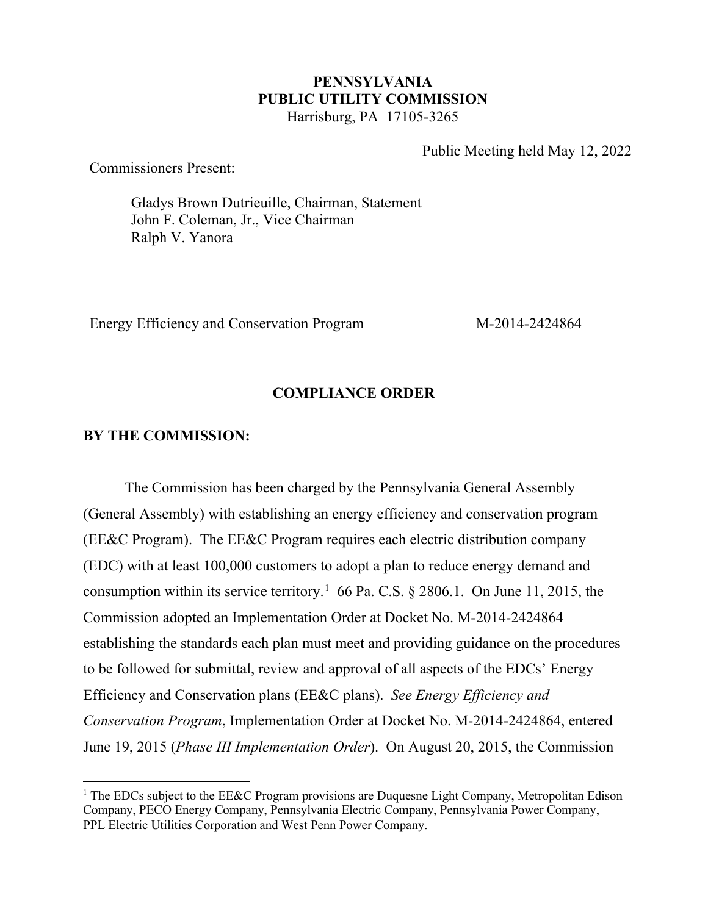**PENNSYLVANIA**
**PUBLIC UTILITY COMMISSION**
Harrisburg, PA 17105-3265

Public Meeting held May 12, 2022

Commissioners Present:

Gladys Brown Dutrieuille, Chairman, Statement
John F. Coleman, Jr., Vice Chairman
Ralph V. Yanora

Energy Efficiency and Conservation Program M-2014-2424864

## COMPLIANCE ORDER

**BY THE COMMISSION:**

The Commission has been charged by the Pennsylvania General Assembly (General Assembly) with establishing an energy efficiency and conservation program (EE&C Program). The EE&C Program requires each electric distribution company (EDC) with at least 100,000 customers to adopt a plan to reduce energy demand and consumption within its service territory.[1] 66 Pa. C.S. § 2806.1. On June 11, 2015, the Commission adopted an Implementation Order at Docket No. M-2014-2424864 establishing the standards each plan must meet and providing guidance on the procedures to be followed for submittal, review and approval of all aspects of the EDCs' Energy Efficiency and Conservation plans (EE&C plans). *See Energy Efficiency and Conservation Program*, Implementation Order at Docket No. M-2014-2424864, entered June 19, 2015 (*Phase III Implementation Order*). On August 20, 2015, the Commission

[1] The EDCs subject to the EE&C Program provisions are Duquesne Light Company, Metropolitan Edison Company, PECO Energy Company, Pennsylvania Electric Company, Pennsylvania Power Company, PPL Electric Utilities Corporation and West Penn Power Company.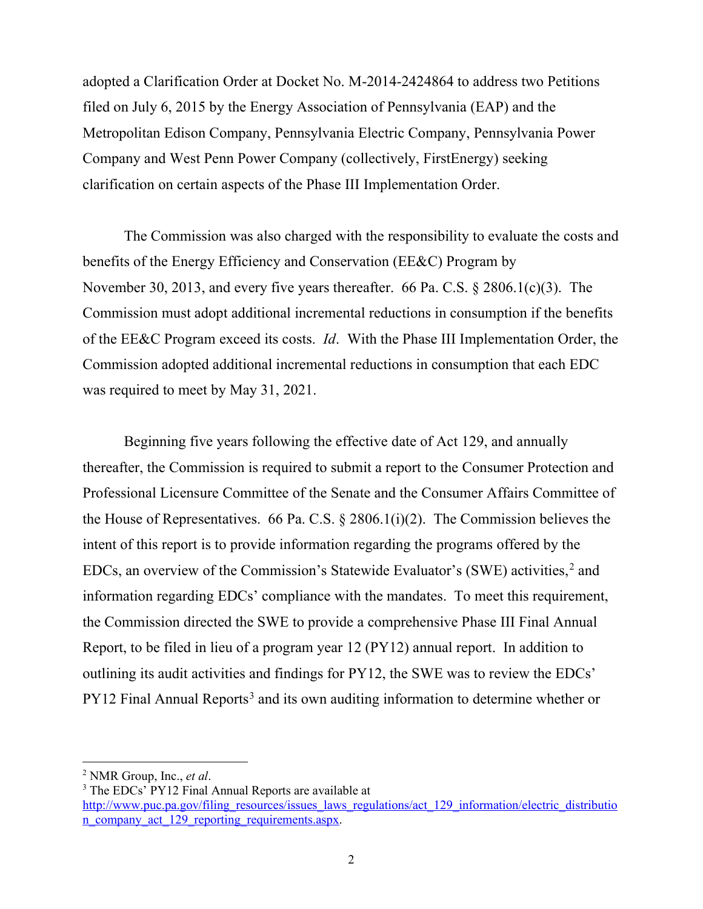adopted a Clarification Order at Docket No. M-2014-2424864 to address two Petitions filed on July 6, 2015 by the Energy Association of Pennsylvania (EAP) and the Metropolitan Edison Company, Pennsylvania Electric Company, Pennsylvania Power Company and West Penn Power Company (collectively, FirstEnergy) seeking clarification on certain aspects of the Phase III Implementation Order.

The Commission was also charged with the responsibility to evaluate the costs and benefits of the Energy Efficiency and Conservation (EE&C) Program by November 30, 2013, and every five years thereafter. 66 Pa. C.S. § 2806.1(c)(3). The Commission must adopt additional incremental reductions in consumption if the benefits of the EE&C Program exceed its costs. *Id*. With the Phase III Implementation Order, the Commission adopted additional incremental reductions in consumption that each EDC was required to meet by May 31, 2021.

Beginning five years following the effective date of Act 129, and annually thereafter, the Commission is required to submit a report to the Consumer Protection and Professional Licensure Committee of the Senate and the Consumer Affairs Committee of the House of Representatives. 66 Pa. C.S. § 2806.1(i)(2). The Commission believes the intent of this report is to provide information regarding the programs offered by the EDCs, an overview of the Commission's Statewide Evaluator's (SWE) activities,[2] and information regarding EDCs' compliance with the mandates. To meet this requirement, the Commission directed the SWE to provide a comprehensive Phase III Final Annual Report, to be filed in lieu of a program year 12 (PY12) annual report. In addition to outlining its audit activities and findings for PY12, the SWE was to review the EDCs' PY12 Final Annual Reports[3] and its own auditing information to determine whether or

[2] NMR Group, Inc., *et al*.

[3] The EDCs' PY12 Final Annual Reports are available at http://www.puc.pa.gov/filing_resources/issues_laws_regulations/act_129_information/electric_distribution_company_act_129_reporting_requirements.aspx.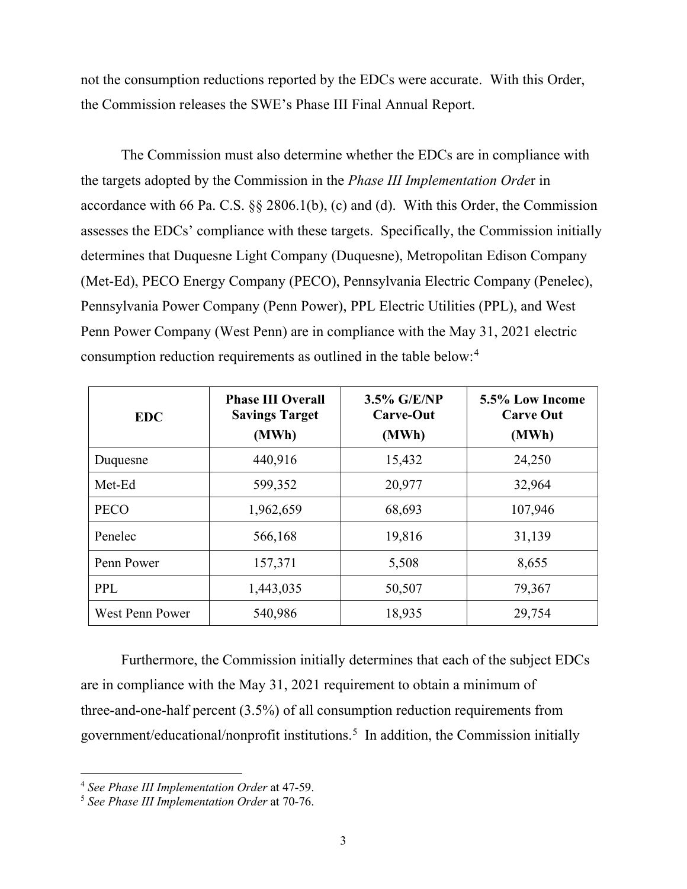not the consumption reductions reported by the EDCs were accurate. With this Order, the Commission releases the SWE's Phase III Final Annual Report.

The Commission must also determine whether the EDCs are in compliance with the targets adopted by the Commission in the *Phase III Implementation Order* in accordance with 66 Pa. C.S. §§ 2806.1(b), (c) and (d). With this Order, the Commission assesses the EDCs' compliance with these targets. Specifically, the Commission initially determines that Duquesne Light Company (Duquesne), Metropolitan Edison Company (Met-Ed), PECO Energy Company (PECO), Pennsylvania Electric Company (Penelec), Pennsylvania Power Company (Penn Power), PPL Electric Utilities (PPL), and West Penn Power Company (West Penn) are in compliance with the May 31, 2021 electric consumption reduction requirements as outlined in the table below:[4]

| EDC | Phase III Overall Savings Target (MWh) | 3.5% G/E/NP Carve-Out (MWh) | 5.5% Low Income Carve Out (MWh) |
|---|---|---|---|
| Duquesne | 440,916 | 15,432 | 24,250 |
| Met-Ed | 599,352 | 20,977 | 32,964 |
| PECO | 1,962,659 | 68,693 | 107,946 |
| Penelec | 566,168 | 19,816 | 31,139 |
| Penn Power | 157,371 | 5,508 | 8,655 |
| PPL | 1,443,035 | 50,507 | 79,367 |
| West Penn Power | 540,986 | 18,935 | 29,754 |

Furthermore, the Commission initially determines that each of the subject EDCs are in compliance with the May 31, 2021 requirement to obtain a minimum of three-and-one-half percent (3.5%) of all consumption reduction requirements from government/educational/nonprofit institutions.[5] In addition, the Commission initially

---

[4] *See Phase III Implementation Order* at 47-59.

[5] *See Phase III Implementation Order* at 70-76.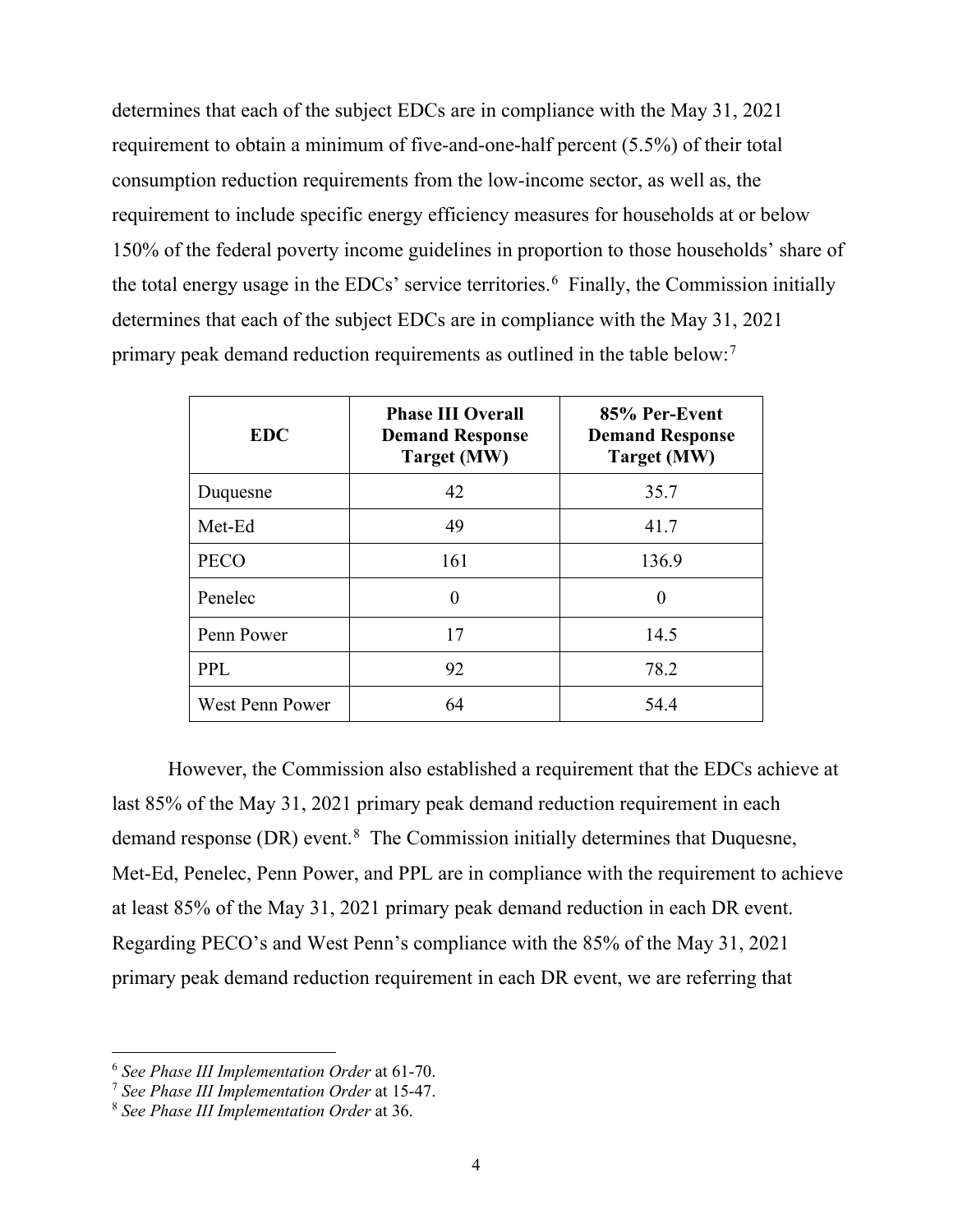determines that each of the subject EDCs are in compliance with the May 31, 2021 requirement to obtain a minimum of five-and-one-half percent (5.5%) of their total consumption reduction requirements from the low-income sector, as well as, the requirement to include specific energy efficiency measures for households at or below 150% of the federal poverty income guidelines in proportion to those households' share of the total energy usage in the EDCs' service territories.[6] Finally, the Commission initially determines that each of the subject EDCs are in compliance with the May 31, 2021 primary peak demand reduction requirements as outlined in the table below:[7]

| EDC | Phase III Overall Demand Response Target (MW) | 85% Per-Event Demand Response Target (MW) |
|---|---|---|
| Duquesne | 42 | 35.7 |
| Met-Ed | 49 | 41.7 |
| PECO | 161 | 136.9 |
| Penelec | 0 | 0 |
| Penn Power | 17 | 14.5 |
| PPL | 92 | 78.2 |
| West Penn Power | 64 | 54.4 |

However, the Commission also established a requirement that the EDCs achieve at last 85% of the May 31, 2021 primary peak demand reduction requirement in each demand response (DR) event.[8] The Commission initially determines that Duquesne, Met-Ed, Penelec, Penn Power, and PPL are in compliance with the requirement to achieve at least 85% of the May 31, 2021 primary peak demand reduction in each DR event. Regarding PECO's and West Penn's compliance with the 85% of the May 31, 2021 primary peak demand reduction requirement in each DR event, we are referring that

---

[6] *See Phase III Implementation Order* at 61-70.

[7] *See Phase III Implementation Order* at 15-47.

[8] *See Phase III Implementation Order* at 36.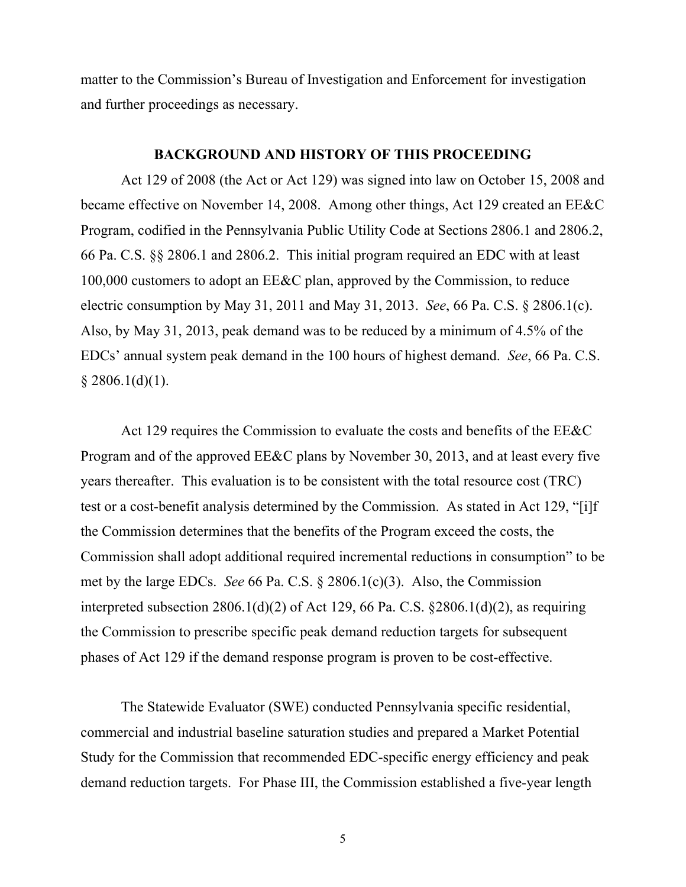matter to the Commission's Bureau of Investigation and Enforcement for investigation and further proceedings as necessary.

## BACKGROUND AND HISTORY OF THIS PROCEEDING

Act 129 of 2008 (the Act or Act 129) was signed into law on October 15, 2008 and became effective on November 14, 2008. Among other things, Act 129 created an EE&C Program, codified in the Pennsylvania Public Utility Code at Sections 2806.1 and 2806.2, 66 Pa. C.S. §§ 2806.1 and 2806.2. This initial program required an EDC with at least 100,000 customers to adopt an EE&C plan, approved by the Commission, to reduce electric consumption by May 31, 2011 and May 31, 2013. *See*, 66 Pa. C.S. § 2806.1(c). Also, by May 31, 2013, peak demand was to be reduced by a minimum of 4.5% of the EDCs' annual system peak demand in the 100 hours of highest demand. *See*, 66 Pa. C.S. § 2806.1(d)(1).

Act 129 requires the Commission to evaluate the costs and benefits of the EE&C Program and of the approved EE&C plans by November 30, 2013, and at least every five years thereafter. This evaluation is to be consistent with the total resource cost (TRC) test or a cost-benefit analysis determined by the Commission. As stated in Act 129, "[i]f the Commission determines that the benefits of the Program exceed the costs, the Commission shall adopt additional required incremental reductions in consumption" to be met by the large EDCs. *See* 66 Pa. C.S. § 2806.1(c)(3). Also, the Commission interpreted subsection 2806.1(d)(2) of Act 129, 66 Pa. C.S. §2806.1(d)(2), as requiring the Commission to prescribe specific peak demand reduction targets for subsequent phases of Act 129 if the demand response program is proven to be cost-effective.

The Statewide Evaluator (SWE) conducted Pennsylvania specific residential, commercial and industrial baseline saturation studies and prepared a Market Potential Study for the Commission that recommended EDC-specific energy efficiency and peak demand reduction targets. For Phase III, the Commission established a five-year length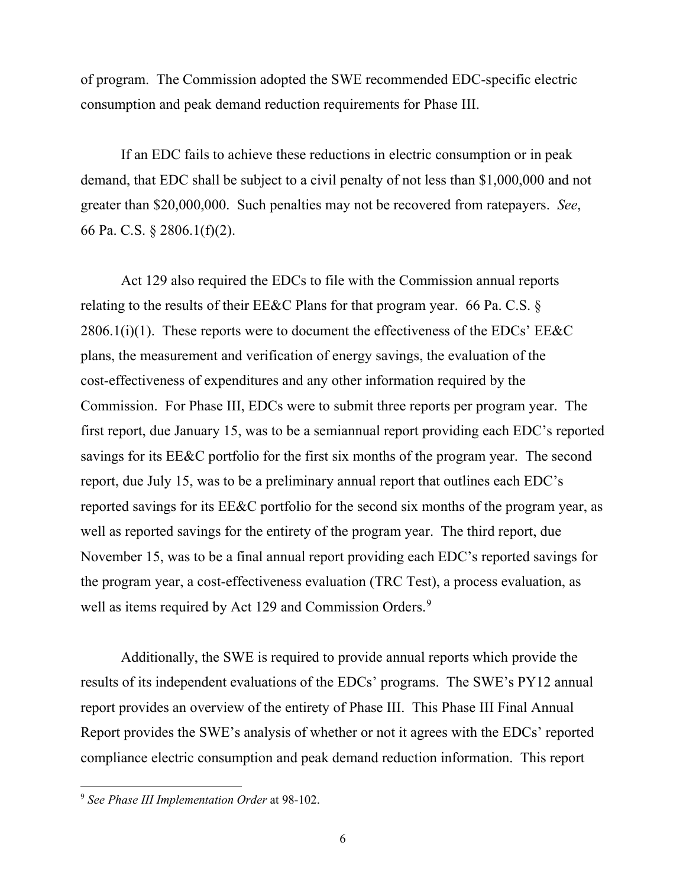of program. The Commission adopted the SWE recommended EDC-specific electric consumption and peak demand reduction requirements for Phase III.

If an EDC fails to achieve these reductions in electric consumption or in peak demand, that EDC shall be subject to a civil penalty of not less than $1,000,000 and not greater than $20,000,000. Such penalties may not be recovered from ratepayers. *See*, 66 Pa. C.S. § 2806.1(f)(2).

Act 129 also required the EDCs to file with the Commission annual reports relating to the results of their EE&C Plans for that program year. 66 Pa. C.S. § 2806.1(i)(1). These reports were to document the effectiveness of the EDCs' EE&C plans, the measurement and verification of energy savings, the evaluation of the cost-effectiveness of expenditures and any other information required by the Commission. For Phase III, EDCs were to submit three reports per program year. The first report, due January 15, was to be a semiannual report providing each EDC's reported savings for its EE&C portfolio for the first six months of the program year. The second report, due July 15, was to be a preliminary annual report that outlines each EDC's reported savings for its EE&C portfolio for the second six months of the program year, as well as reported savings for the entirety of the program year. The third report, due November 15, was to be a final annual report providing each EDC's reported savings for the program year, a cost-effectiveness evaluation (TRC Test), a process evaluation, as well as items required by Act 129 and Commission Orders.[9]

Additionally, the SWE is required to provide annual reports which provide the results of its independent evaluations of the EDCs' programs. The SWE's PY12 annual report provides an overview of the entirety of Phase III. This Phase III Final Annual Report provides the SWE's analysis of whether or not it agrees with the EDCs' reported compliance electric consumption and peak demand reduction information. This report

[9] *See Phase III Implementation Order* at 98-102.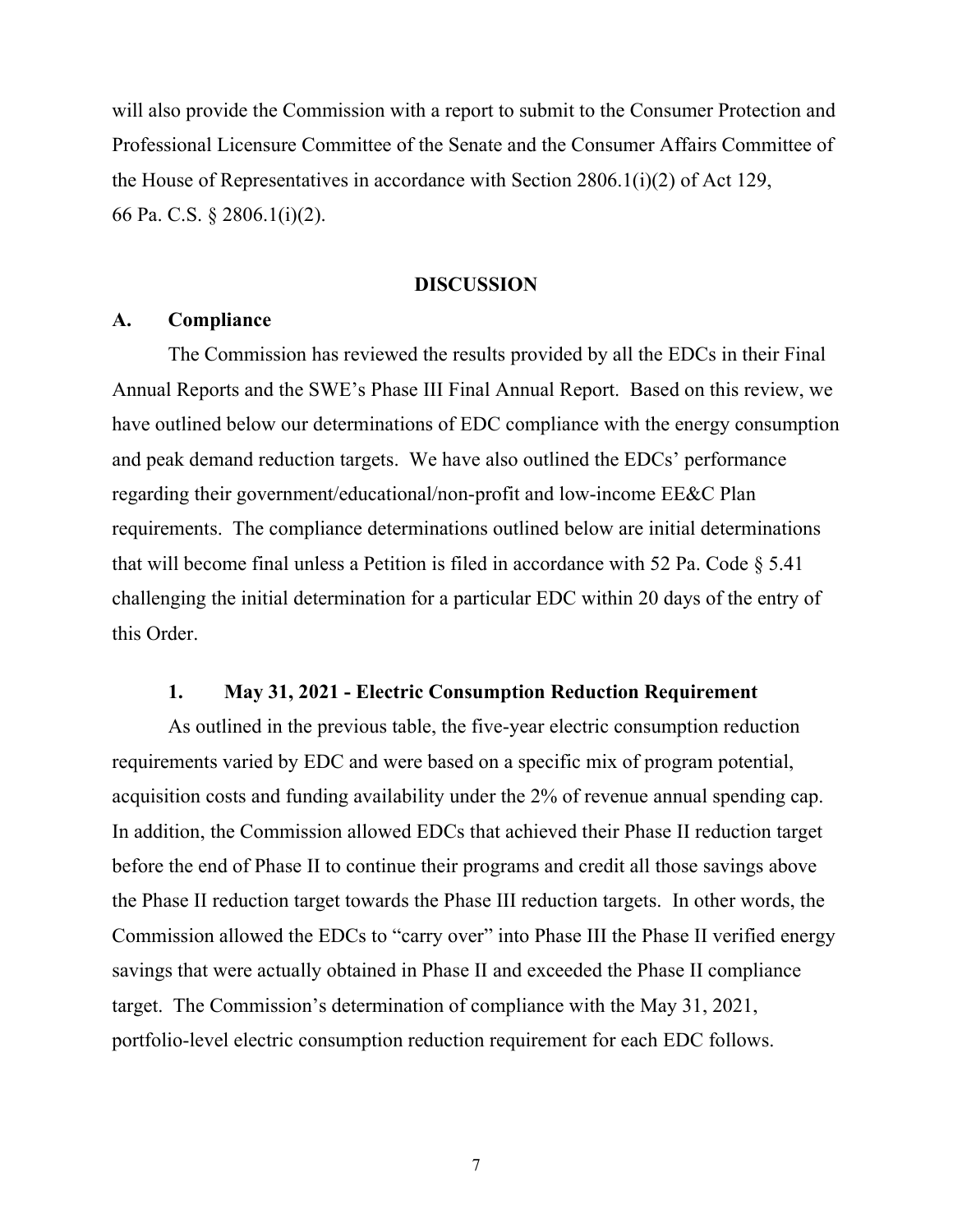will also provide the Commission with a report to submit to the Consumer Protection and Professional Licensure Committee of the Senate and the Consumer Affairs Committee of the House of Representatives in accordance with Section 2806.1(i)(2) of Act 129, 66 Pa. C.S. § 2806.1(i)(2).

## DISCUSSION

### A. Compliance

The Commission has reviewed the results provided by all the EDCs in their Final Annual Reports and the SWE's Phase III Final Annual Report. Based on this review, we have outlined below our determinations of EDC compliance with the energy consumption and peak demand reduction targets. We have also outlined the EDCs' performance regarding their government/educational/non-profit and low-income EE&C Plan requirements. The compliance determinations outlined below are initial determinations that will become final unless a Petition is filed in accordance with 52 Pa. Code § 5.41 challenging the initial determination for a particular EDC within 20 days of the entry of this Order.

#### 1. May 31, 2021 - Electric Consumption Reduction Requirement

As outlined in the previous table, the five-year electric consumption reduction requirements varied by EDC and were based on a specific mix of program potential, acquisition costs and funding availability under the 2% of revenue annual spending cap. In addition, the Commission allowed EDCs that achieved their Phase II reduction target before the end of Phase II to continue their programs and credit all those savings above the Phase II reduction target towards the Phase III reduction targets. In other words, the Commission allowed the EDCs to "carry over" into Phase III the Phase II verified energy savings that were actually obtained in Phase II and exceeded the Phase II compliance target. The Commission's determination of compliance with the May 31, 2021, portfolio-level electric consumption reduction requirement for each EDC follows.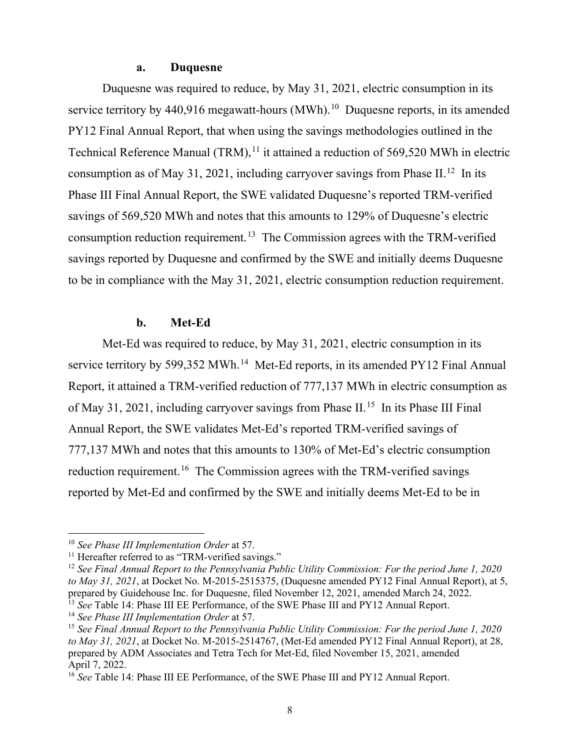#### a. Duquesne

Duquesne was required to reduce, by May 31, 2021, electric consumption in its service territory by 440,916 megawatt-hours (MWh).[10] Duquesne reports, in its amended PY12 Final Annual Report, that when using the savings methodologies outlined in the Technical Reference Manual (TRM),[11] it attained a reduction of 569,520 MWh in electric consumption as of May 31, 2021, including carryover savings from Phase II.[12] In its Phase III Final Annual Report, the SWE validated Duquesne's reported TRM-verified savings of 569,520 MWh and notes that this amounts to 129% of Duquesne's electric consumption reduction requirement.[13] The Commission agrees with the TRM-verified savings reported by Duquesne and confirmed by the SWE and initially deems Duquesne to be in compliance with the May 31, 2021, electric consumption reduction requirement.

#### b. Met-Ed

Met-Ed was required to reduce, by May 31, 2021, electric consumption in its service territory by 599,352 MWh.[14] Met-Ed reports, in its amended PY12 Final Annual Report, it attained a TRM-verified reduction of 777,137 MWh in electric consumption as of May 31, 2021, including carryover savings from Phase II.[15] In its Phase III Final Annual Report, the SWE validates Met-Ed's reported TRM-verified savings of 777,137 MWh and notes that this amounts to 130% of Met-Ed's electric consumption reduction requirement.[16] The Commission agrees with the TRM-verified savings reported by Met-Ed and confirmed by the SWE and initially deems Met-Ed to be in

---

[10] *See Phase III Implementation Order* at 57.

[11] Hereafter referred to as "TRM-verified savings."

[12] *See Final Annual Report to the Pennsylvania Public Utility Commission: For the period June 1, 2020 to May 31, 2021*, at Docket No. M-2015-2515375, (Duquesne amended PY12 Final Annual Report), at 5, prepared by Guidehouse Inc. for Duquesne, filed November 12, 2021, amended March 24, 2022.

[13] *See* Table 14: Phase III EE Performance, of the SWE Phase III and PY12 Annual Report.

[14] *See Phase III Implementation Order* at 57.

[15] *See Final Annual Report to the Pennsylvania Public Utility Commission: For the period June 1, 2020 to May 31, 2021*, at Docket No. M-2015-2514767, (Met-Ed amended PY12 Final Annual Report), at 28, prepared by ADM Associates and Tetra Tech for Met-Ed, filed November 15, 2021, amended April 7, 2022.

[16] *See* Table 14: Phase III EE Performance, of the SWE Phase III and PY12 Annual Report.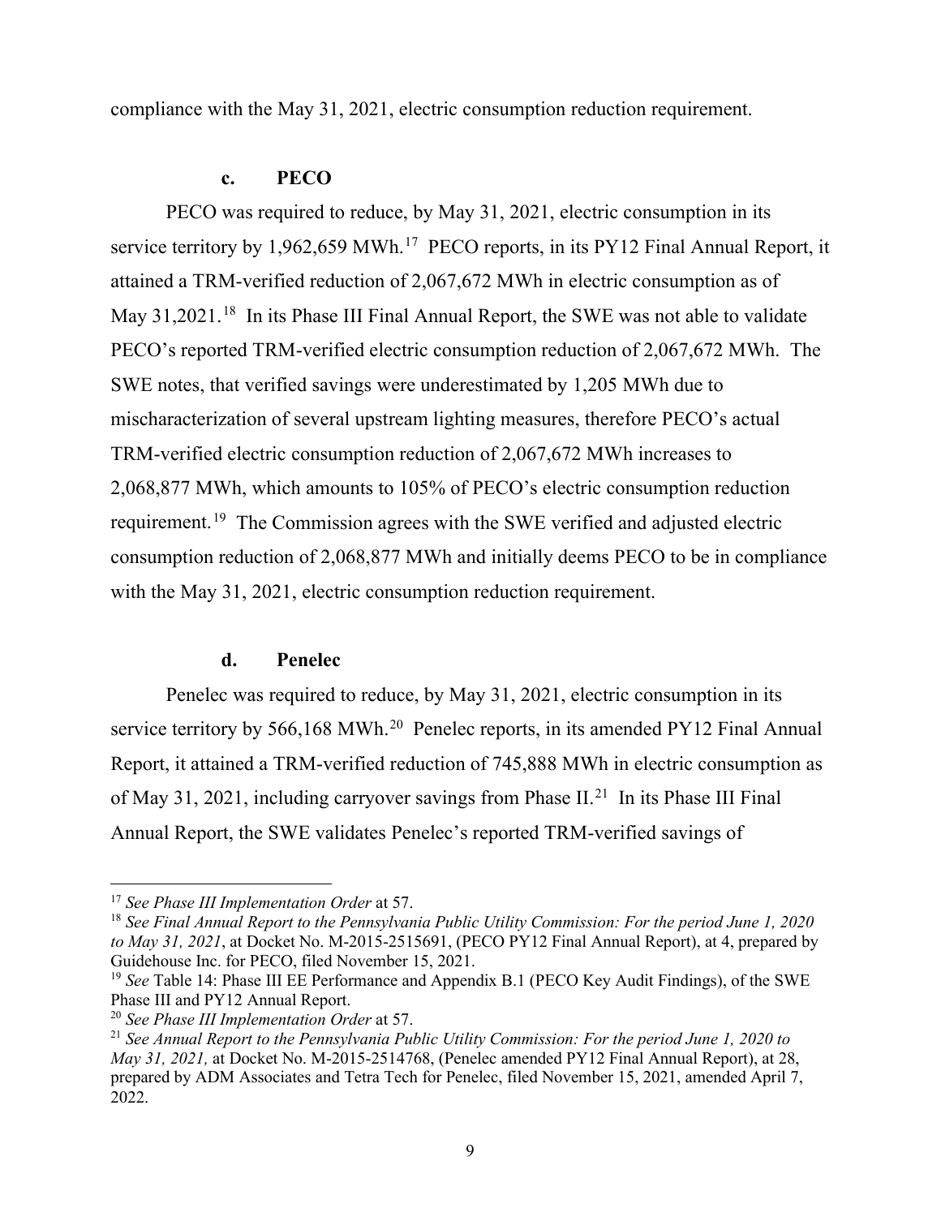compliance with the May 31, 2021, electric consumption reduction requirement.

### c. PECO

PECO was required to reduce, by May 31, 2021, electric consumption in its service territory by 1,962,659 MWh.[17] PECO reports, in its PY12 Final Annual Report, it attained a TRM-verified reduction of 2,067,672 MWh in electric consumption as of May 31,2021.[18] In its Phase III Final Annual Report, the SWE was not able to validate PECO's reported TRM-verified electric consumption reduction of 2,067,672 MWh. The SWE notes, that verified savings were underestimated by 1,205 MWh due to mischaracterization of several upstream lighting measures, therefore PECO's actual TRM-verified electric consumption reduction of 2,067,672 MWh increases to 2,068,877 MWh, which amounts to 105% of PECO's electric consumption reduction requirement.[19] The Commission agrees with the SWE verified and adjusted electric consumption reduction of 2,068,877 MWh and initially deems PECO to be in compliance with the May 31, 2021, electric consumption reduction requirement.

### d. Penelec

Penelec was required to reduce, by May 31, 2021, electric consumption in its service territory by 566,168 MWh.[20] Penelec reports, in its amended PY12 Final Annual Report, it attained a TRM-verified reduction of 745,888 MWh in electric consumption as of May 31, 2021, including carryover savings from Phase II.[21] In its Phase III Final Annual Report, the SWE validates Penelec's reported TRM-verified savings of

---

[17] *See Phase III Implementation Order* at 57.

[18] *See Final Annual Report to the Pennsylvania Public Utility Commission: For the period June 1, 2020 to May 31, 2021*, at Docket No. M-2015-2515691, (PECO PY12 Final Annual Report), at 4, prepared by Guidehouse Inc. for PECO, filed November 15, 2021.

[19] *See* Table 14: Phase III EE Performance and Appendix B.1 (PECO Key Audit Findings), of the SWE Phase III and PY12 Annual Report.

[20] *See Phase III Implementation Order* at 57.

[21] *See Annual Report to the Pennsylvania Public Utility Commission: For the period June 1, 2020 to May 31, 2021,* at Docket No. M-2015-2514768, (Penelec amended PY12 Final Annual Report), at 28, prepared by ADM Associates and Tetra Tech for Penelec, filed November 15, 2021, amended April 7, 2022.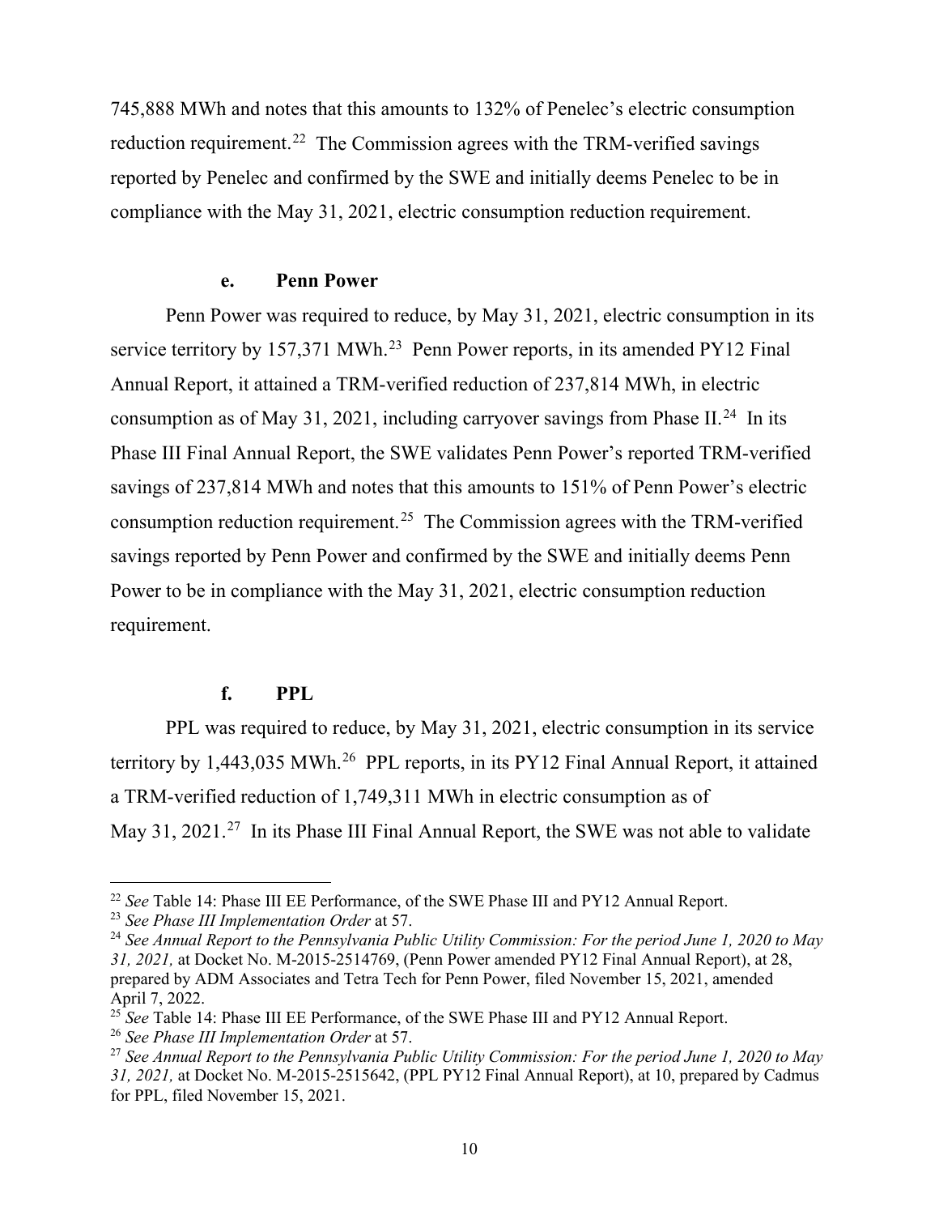745,888 MWh and notes that this amounts to 132% of Penelec's electric consumption reduction requirement.[22] The Commission agrees with the TRM-verified savings reported by Penelec and confirmed by the SWE and initially deems Penelec to be in compliance with the May 31, 2021, electric consumption reduction requirement.

#### e. Penn Power

Penn Power was required to reduce, by May 31, 2021, electric consumption in its service territory by 157,371 MWh.[23] Penn Power reports, in its amended PY12 Final Annual Report, it attained a TRM-verified reduction of 237,814 MWh, in electric consumption as of May 31, 2021, including carryover savings from Phase II.[24] In its Phase III Final Annual Report, the SWE validates Penn Power's reported TRM-verified savings of 237,814 MWh and notes that this amounts to 151% of Penn Power's electric consumption reduction requirement.[25] The Commission agrees with the TRM-verified savings reported by Penn Power and confirmed by the SWE and initially deems Penn Power to be in compliance with the May 31, 2021, electric consumption reduction requirement.

#### f. PPL

PPL was required to reduce, by May 31, 2021, electric consumption in its service territory by 1,443,035 MWh.[26] PPL reports, in its PY12 Final Annual Report, it attained a TRM-verified reduction of 1,749,311 MWh in electric consumption as of May 31, 2021.[27] In its Phase III Final Annual Report, the SWE was not able to validate

---

[22] *See* Table 14: Phase III EE Performance, of the SWE Phase III and PY12 Annual Report.

[23] *See Phase III Implementation Order* at 57.

[24] *See Annual Report to the Pennsylvania Public Utility Commission: For the period June 1, 2020 to May 31, 2021,* at Docket No. M-2015-2514769, (Penn Power amended PY12 Final Annual Report), at 28, prepared by ADM Associates and Tetra Tech for Penn Power, filed November 15, 2021, amended April 7, 2022.

[25] *See* Table 14: Phase III EE Performance, of the SWE Phase III and PY12 Annual Report.

[26] *See Phase III Implementation Order* at 57.

[27] *See Annual Report to the Pennsylvania Public Utility Commission: For the period June 1, 2020 to May 31, 2021,* at Docket No. M-2015-2515642, (PPL PY12 Final Annual Report), at 10, prepared by Cadmus for PPL, filed November 15, 2021.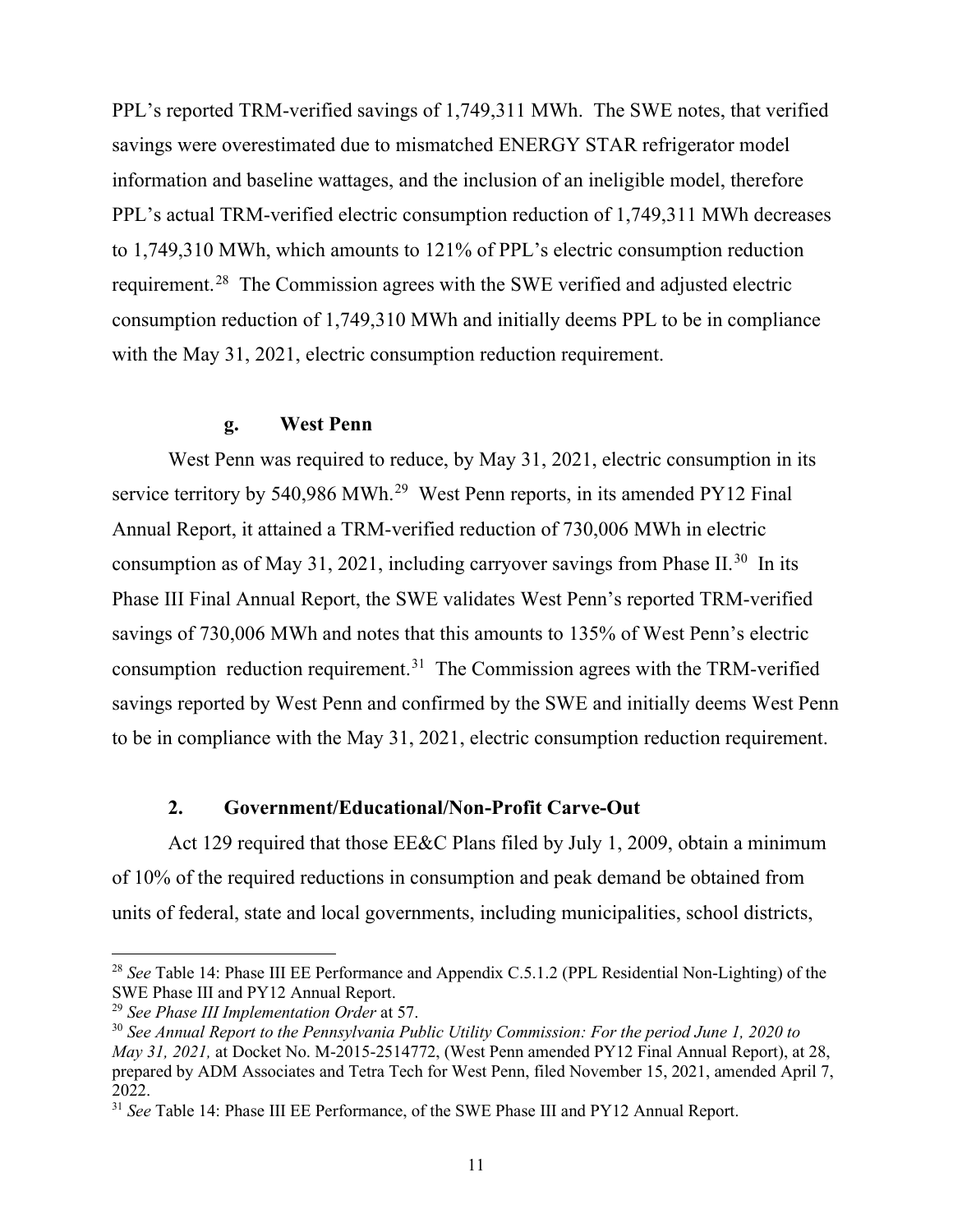PPL's reported TRM-verified savings of 1,749,311 MWh. The SWE notes, that verified savings were overestimated due to mismatched ENERGY STAR refrigerator model information and baseline wattages, and the inclusion of an ineligible model, therefore PPL's actual TRM-verified electric consumption reduction of 1,749,311 MWh decreases to 1,749,310 MWh, which amounts to 121% of PPL's electric consumption reduction requirement.[28] The Commission agrees with the SWE verified and adjusted electric consumption reduction of 1,749,310 MWh and initially deems PPL to be in compliance with the May 31, 2021, electric consumption reduction requirement.

#### g. West Penn

West Penn was required to reduce, by May 31, 2021, electric consumption in its service territory by 540,986 MWh.[29] West Penn reports, in its amended PY12 Final Annual Report, it attained a TRM-verified reduction of 730,006 MWh in electric consumption as of May 31, 2021, including carryover savings from Phase II.[30] In its Phase III Final Annual Report, the SWE validates West Penn's reported TRM-verified savings of 730,006 MWh and notes that this amounts to 135% of West Penn's electric consumption reduction requirement.[31] The Commission agrees with the TRM-verified savings reported by West Penn and confirmed by the SWE and initially deems West Penn to be in compliance with the May 31, 2021, electric consumption reduction requirement.

### 2. Government/Educational/Non-Profit Carve-Out

Act 129 required that those EE&C Plans filed by July 1, 2009, obtain a minimum of 10% of the required reductions in consumption and peak demand be obtained from units of federal, state and local governments, including municipalities, school districts,

---

[28] *See* Table 14: Phase III EE Performance and Appendix C.5.1.2 (PPL Residential Non-Lighting) of the SWE Phase III and PY12 Annual Report.

[29] *See Phase III Implementation Order* at 57.

[30] *See Annual Report to the Pennsylvania Public Utility Commission: For the period June 1, 2020 to May 31, 2021,* at Docket No. M-2015-2514772, (West Penn amended PY12 Final Annual Report), at 28, prepared by ADM Associates and Tetra Tech for West Penn, filed November 15, 2021, amended April 7, 2022.

[31] *See* Table 14: Phase III EE Performance, of the SWE Phase III and PY12 Annual Report.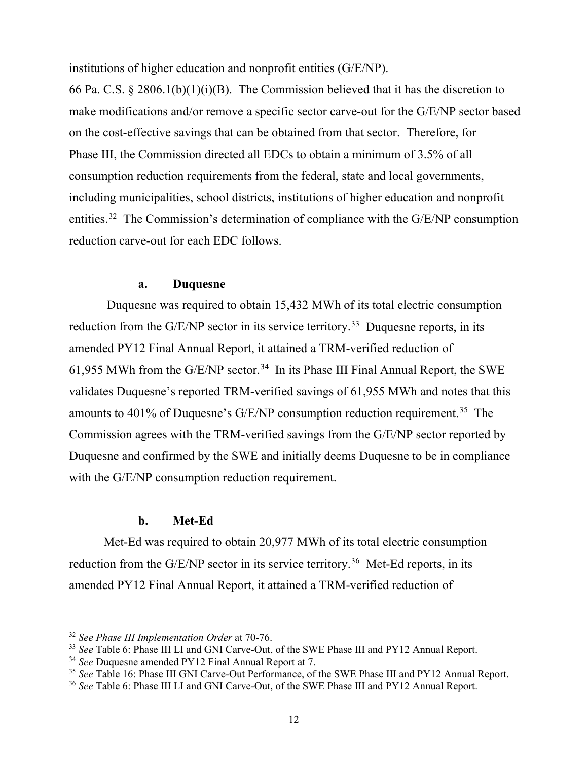institutions of higher education and nonprofit entities (G/E/NP).

66 Pa. C.S. § 2806.1(b)(1)(i)(B). The Commission believed that it has the discretion to make modifications and/or remove a specific sector carve-out for the G/E/NP sector based on the cost-effective savings that can be obtained from that sector. Therefore, for Phase III, the Commission directed all EDCs to obtain a minimum of 3.5% of all consumption reduction requirements from the federal, state and local governments, including municipalities, school districts, institutions of higher education and nonprofit entities.[32] The Commission's determination of compliance with the G/E/NP consumption reduction carve-out for each EDC follows.

#### a. Duquesne

Duquesne was required to obtain 15,432 MWh of its total electric consumption reduction from the G/E/NP sector in its service territory.[33] Duquesne reports, in its amended PY12 Final Annual Report, it attained a TRM-verified reduction of 61,955 MWh from the G/E/NP sector.[34] In its Phase III Final Annual Report, the SWE validates Duquesne's reported TRM-verified savings of 61,955 MWh and notes that this amounts to 401% of Duquesne's G/E/NP consumption reduction requirement.[35] The Commission agrees with the TRM-verified savings from the G/E/NP sector reported by Duquesne and confirmed by the SWE and initially deems Duquesne to be in compliance with the G/E/NP consumption reduction requirement.

#### b. Met-Ed

Met-Ed was required to obtain 20,977 MWh of its total electric consumption reduction from the G/E/NP sector in its service territory.[36] Met-Ed reports, in its amended PY12 Final Annual Report, it attained a TRM-verified reduction of

---

[32] *See Phase III Implementation Order* at 70-76.

[33] *See* Table 6: Phase III LI and GNI Carve-Out, of the SWE Phase III and PY12 Annual Report.

[34] *See* Duquesne amended PY12 Final Annual Report at 7.

[35] *See* Table 16: Phase III GNI Carve-Out Performance, of the SWE Phase III and PY12 Annual Report.

[36] *See* Table 6: Phase III LI and GNI Carve-Out, of the SWE Phase III and PY12 Annual Report.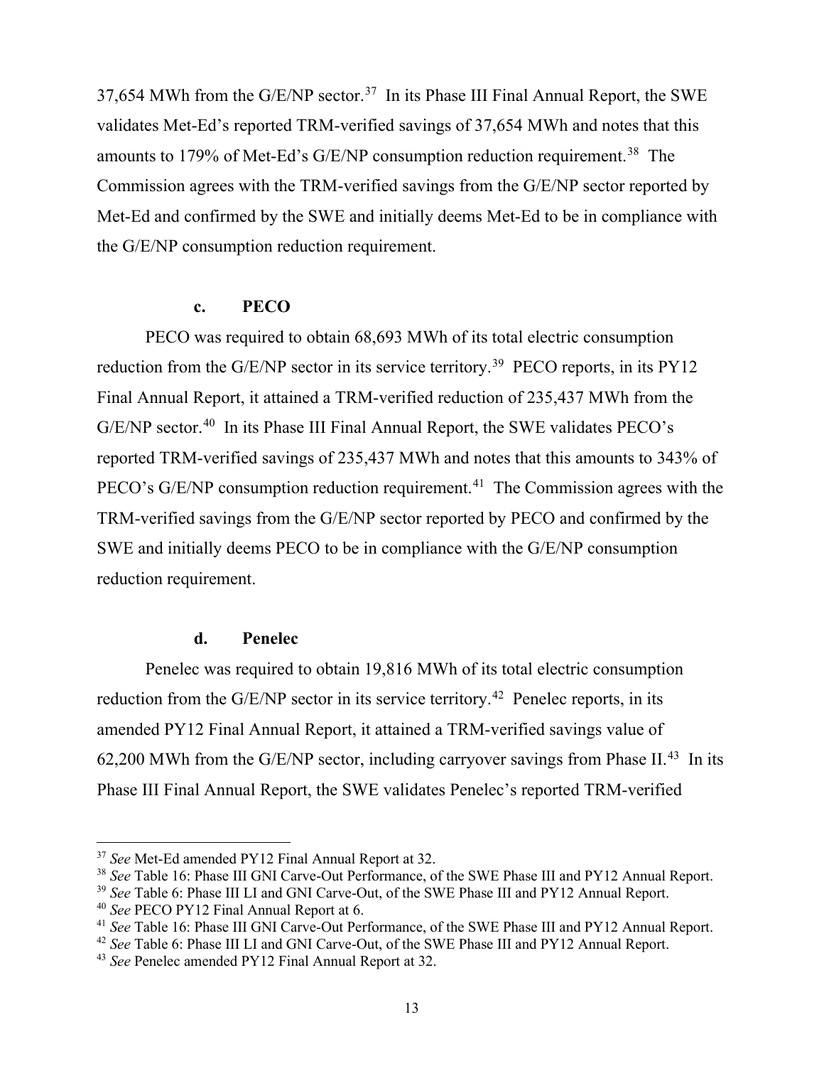37,654 MWh from the G/E/NP sector.[37] In its Phase III Final Annual Report, the SWE validates Met-Ed's reported TRM-verified savings of 37,654 MWh and notes that this amounts to 179% of Met-Ed's G/E/NP consumption reduction requirement.[38] The Commission agrees with the TRM-verified savings from the G/E/NP sector reported by Met-Ed and confirmed by the SWE and initially deems Met-Ed to be in compliance with the G/E/NP consumption reduction requirement.

#### c. PECO

PECO was required to obtain 68,693 MWh of its total electric consumption reduction from the G/E/NP sector in its service territory.[39] PECO reports, in its PY12 Final Annual Report, it attained a TRM-verified reduction of 235,437 MWh from the G/E/NP sector.[40] In its Phase III Final Annual Report, the SWE validates PECO's reported TRM-verified savings of 235,437 MWh and notes that this amounts to 343% of PECO's G/E/NP consumption reduction requirement.[41] The Commission agrees with the TRM-verified savings from the G/E/NP sector reported by PECO and confirmed by the SWE and initially deems PECO to be in compliance with the G/E/NP consumption reduction requirement.

#### d. Penelec

Penelec was required to obtain 19,816 MWh of its total electric consumption reduction from the G/E/NP sector in its service territory.[42] Penelec reports, in its amended PY12 Final Annual Report, it attained a TRM-verified savings value of 62,200 MWh from the G/E/NP sector, including carryover savings from Phase II.[43] In its Phase III Final Annual Report, the SWE validates Penelec's reported TRM-verified

---

[37] *See* Met-Ed amended PY12 Final Annual Report at 32.

[38] *See* Table 16: Phase III GNI Carve-Out Performance, of the SWE Phase III and PY12 Annual Report.

[39] *See* Table 6: Phase III LI and GNI Carve-Out, of the SWE Phase III and PY12 Annual Report.

[40] *See* PECO PY12 Final Annual Report at 6.

[41] *See* Table 16: Phase III GNI Carve-Out Performance, of the SWE Phase III and PY12 Annual Report.

[42] *See* Table 6: Phase III LI and GNI Carve-Out, of the SWE Phase III and PY12 Annual Report.

[43] *See* Penelec amended PY12 Final Annual Report at 32.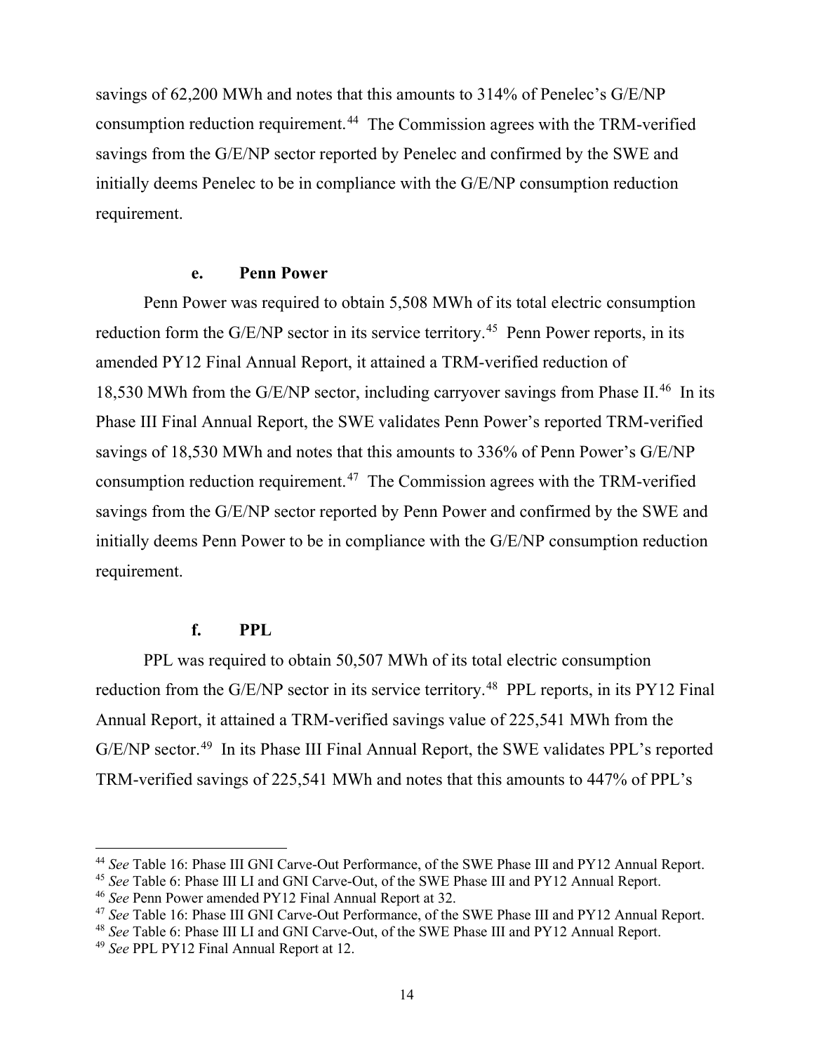savings of 62,200 MWh and notes that this amounts to 314% of Penelec's G/E/NP consumption reduction requirement.[44] The Commission agrees with the TRM-verified savings from the G/E/NP sector reported by Penelec and confirmed by the SWE and initially deems Penelec to be in compliance with the G/E/NP consumption reduction requirement.

#### e. Penn Power

Penn Power was required to obtain 5,508 MWh of its total electric consumption reduction form the G/E/NP sector in its service territory.[45] Penn Power reports, in its amended PY12 Final Annual Report, it attained a TRM-verified reduction of 18,530 MWh from the G/E/NP sector, including carryover savings from Phase II.[46] In its Phase III Final Annual Report, the SWE validates Penn Power's reported TRM-verified savings of 18,530 MWh and notes that this amounts to 336% of Penn Power's G/E/NP consumption reduction requirement.[47] The Commission agrees with the TRM-verified savings from the G/E/NP sector reported by Penn Power and confirmed by the SWE and initially deems Penn Power to be in compliance with the G/E/NP consumption reduction requirement.

#### f. PPL

PPL was required to obtain 50,507 MWh of its total electric consumption reduction from the G/E/NP sector in its service territory.[48] PPL reports, in its PY12 Final Annual Report, it attained a TRM-verified savings value of 225,541 MWh from the G/E/NP sector.[49] In its Phase III Final Annual Report, the SWE validates PPL's reported TRM-verified savings of 225,541 MWh and notes that this amounts to 447% of PPL's

---

[44] *See* Table 16: Phase III GNI Carve-Out Performance, of the SWE Phase III and PY12 Annual Report.

[45] *See* Table 6: Phase III LI and GNI Carve-Out, of the SWE Phase III and PY12 Annual Report.

[46] *See* Penn Power amended PY12 Final Annual Report at 32.

[47] *See* Table 16: Phase III GNI Carve-Out Performance, of the SWE Phase III and PY12 Annual Report.

[48] *See* Table 6: Phase III LI and GNI Carve-Out, of the SWE Phase III and PY12 Annual Report.

[49] *See* PPL PY12 Final Annual Report at 12.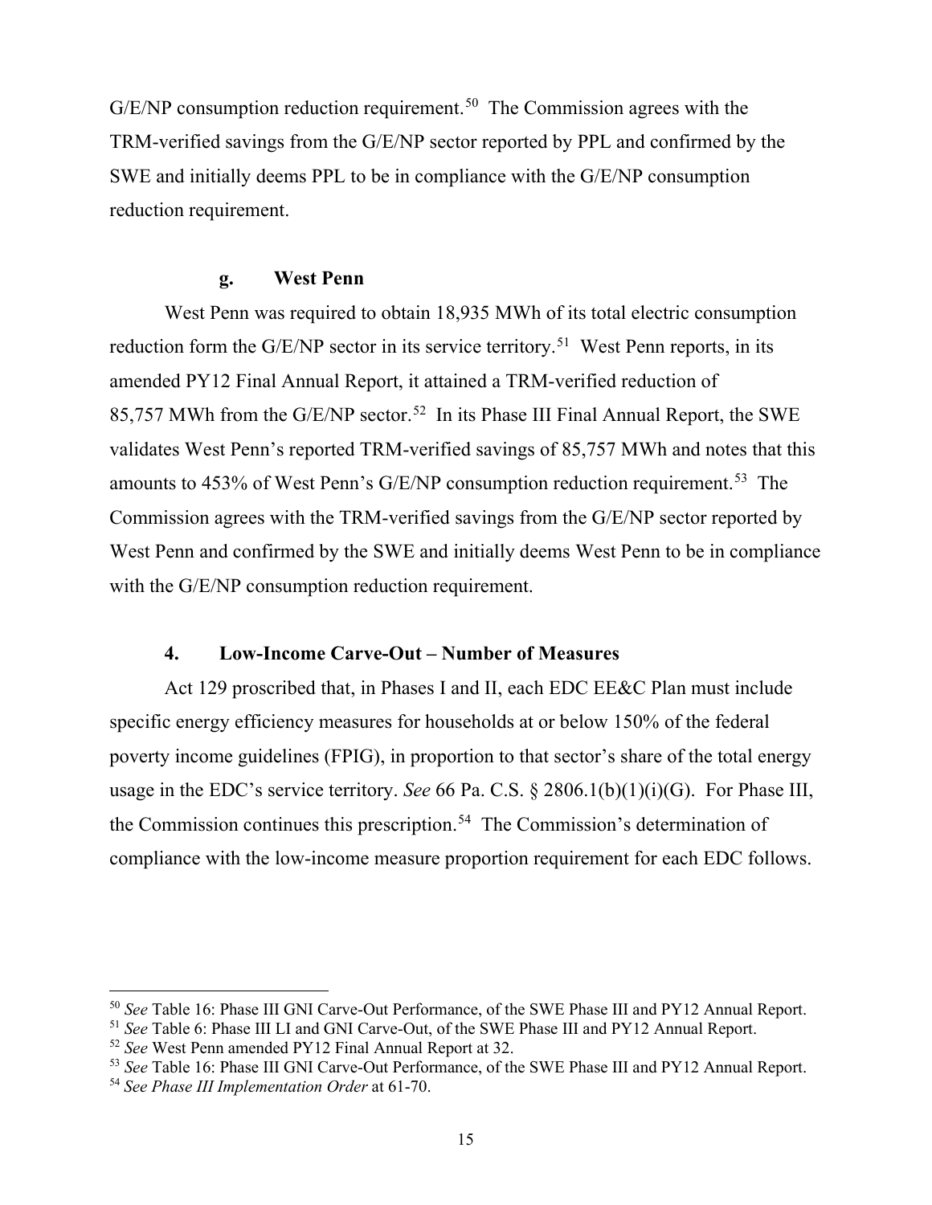G/E/NP consumption reduction requirement.[50] The Commission agrees with the TRM-verified savings from the G/E/NP sector reported by PPL and confirmed by the SWE and initially deems PPL to be in compliance with the G/E/NP consumption reduction requirement.

#### g. West Penn

West Penn was required to obtain 18,935 MWh of its total electric consumption reduction form the G/E/NP sector in its service territory.[51] West Penn reports, in its amended PY12 Final Annual Report, it attained a TRM-verified reduction of 85,757 MWh from the G/E/NP sector.[52] In its Phase III Final Annual Report, the SWE validates West Penn's reported TRM-verified savings of 85,757 MWh and notes that this amounts to 453% of West Penn's G/E/NP consumption reduction requirement.[53] The Commission agrees with the TRM-verified savings from the G/E/NP sector reported by West Penn and confirmed by the SWE and initially deems West Penn to be in compliance with the G/E/NP consumption reduction requirement.

### 4. Low-Income Carve-Out – Number of Measures

Act 129 proscribed that, in Phases I and II, each EDC EE&C Plan must include specific energy efficiency measures for households at or below 150% of the federal poverty income guidelines (FPIG), in proportion to that sector's share of the total energy usage in the EDC's service territory. *See* 66 Pa. C.S. § 2806.1(b)(1)(i)(G). For Phase III, the Commission continues this prescription.[54] The Commission's determination of compliance with the low-income measure proportion requirement for each EDC follows.

---

[50] *See* Table 16: Phase III GNI Carve-Out Performance, of the SWE Phase III and PY12 Annual Report.

[51] *See* Table 6: Phase III LI and GNI Carve-Out, of the SWE Phase III and PY12 Annual Report.

[52] *See* West Penn amended PY12 Final Annual Report at 32.

[53] *See* Table 16: Phase III GNI Carve-Out Performance, of the SWE Phase III and PY12 Annual Report.

[54] *See Phase III Implementation Order* at 61-70.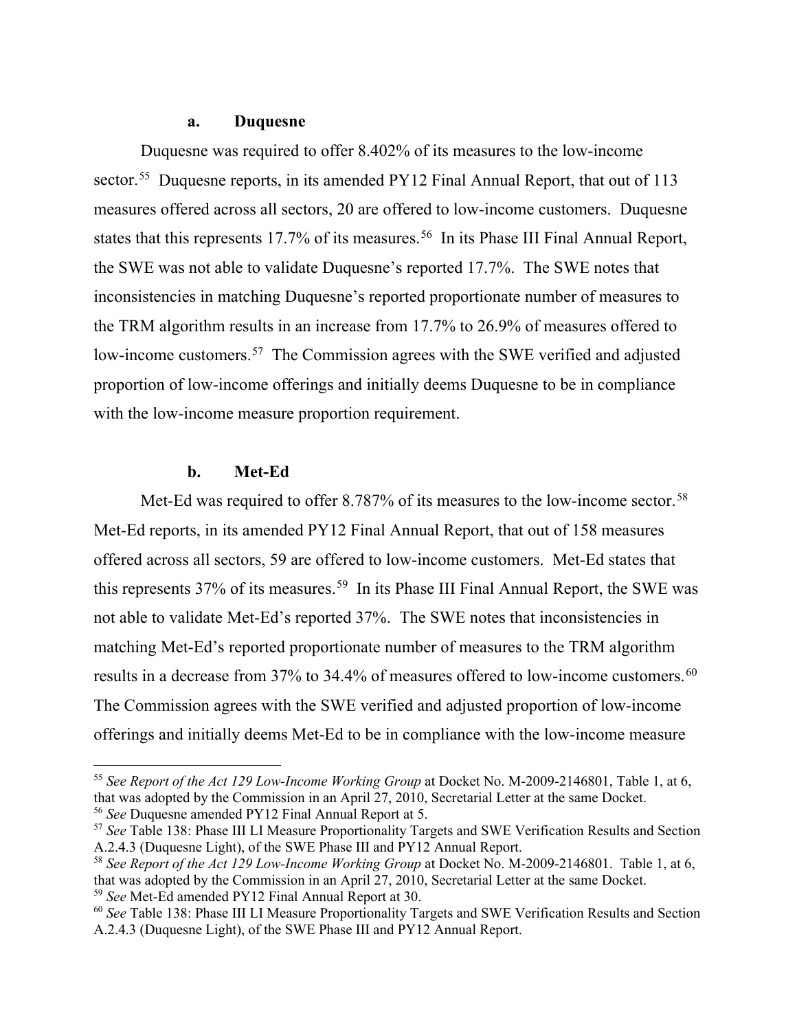#### a. Duquesne

Duquesne was required to offer 8.402% of its measures to the low-income sector.[55] Duquesne reports, in its amended PY12 Final Annual Report, that out of 113 measures offered across all sectors, 20 are offered to low-income customers. Duquesne states that this represents 17.7% of its measures.[56] In its Phase III Final Annual Report, the SWE was not able to validate Duquesne's reported 17.7%. The SWE notes that inconsistencies in matching Duquesne's reported proportionate number of measures to the TRM algorithm results in an increase from 17.7% to 26.9% of measures offered to low-income customers.[57] The Commission agrees with the SWE verified and adjusted proportion of low-income offerings and initially deems Duquesne to be in compliance with the low-income measure proportion requirement.

#### b. Met-Ed

Met-Ed was required to offer 8.787% of its measures to the low-income sector.[58] Met-Ed reports, in its amended PY12 Final Annual Report, that out of 158 measures offered across all sectors, 59 are offered to low-income customers. Met-Ed states that this represents 37% of its measures.[59] In its Phase III Final Annual Report, the SWE was not able to validate Met-Ed's reported 37%. The SWE notes that inconsistencies in matching Met-Ed's reported proportionate number of measures to the TRM algorithm results in a decrease from 37% to 34.4% of measures offered to low-income customers.[60] The Commission agrees with the SWE verified and adjusted proportion of low-income offerings and initially deems Met-Ed to be in compliance with the low-income measure

---

[55] *See Report of the Act 129 Low-Income Working Group* at Docket No. M-2009-2146801, Table 1, at 6, that was adopted by the Commission in an April 27, 2010, Secretarial Letter at the same Docket.

[56] *See* Duquesne amended PY12 Final Annual Report at 5.

[57] *See* Table 138: Phase III LI Measure Proportionality Targets and SWE Verification Results and Section A.2.4.3 (Duquesne Light), of the SWE Phase III and PY12 Annual Report.

[58] *See Report of the Act 129 Low-Income Working Group* at Docket No. M-2009-2146801. Table 1, at 6, that was adopted by the Commission in an April 27, 2010, Secretarial Letter at the same Docket.

[59] *See* Met-Ed amended PY12 Final Annual Report at 30.

[60] *See* Table 138: Phase III LI Measure Proportionality Targets and SWE Verification Results and Section A.2.4.3 (Duquesne Light), of the SWE Phase III and PY12 Annual Report.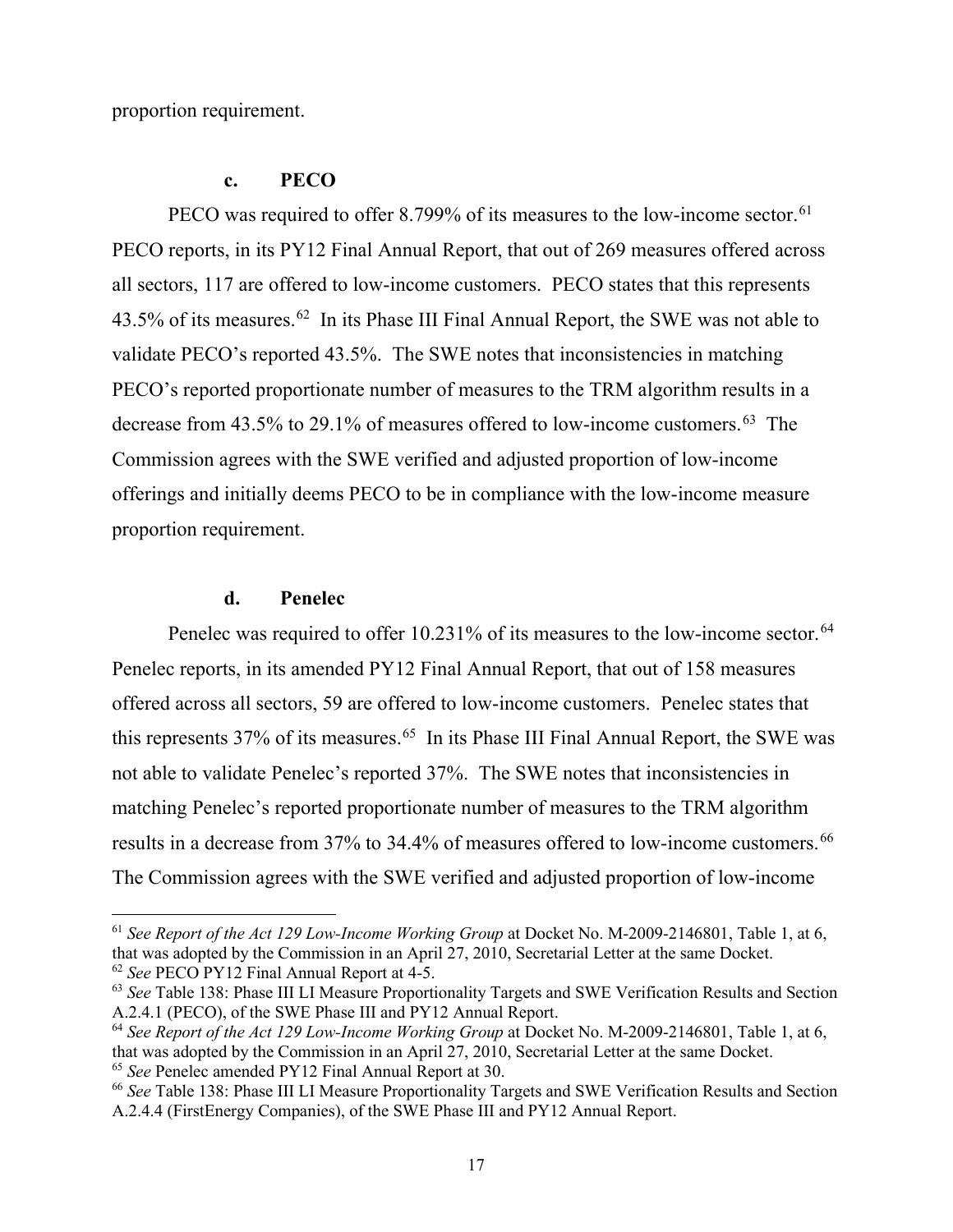proportion requirement.

#### c. PECO

PECO was required to offer 8.799% of its measures to the low-income sector.[61] PECO reports, in its PY12 Final Annual Report, that out of 269 measures offered across all sectors, 117 are offered to low-income customers. PECO states that this represents 43.5% of its measures.[62] In its Phase III Final Annual Report, the SWE was not able to validate PECO's reported 43.5%. The SWE notes that inconsistencies in matching PECO's reported proportionate number of measures to the TRM algorithm results in a decrease from 43.5% to 29.1% of measures offered to low-income customers.[63] The Commission agrees with the SWE verified and adjusted proportion of low-income offerings and initially deems PECO to be in compliance with the low-income measure proportion requirement.

#### d. Penelec

Penelec was required to offer 10.231% of its measures to the low-income sector.[64] Penelec reports, in its amended PY12 Final Annual Report, that out of 158 measures offered across all sectors, 59 are offered to low-income customers. Penelec states that this represents 37% of its measures.[65] In its Phase III Final Annual Report, the SWE was not able to validate Penelec's reported 37%. The SWE notes that inconsistencies in matching Penelec's reported proportionate number of measures to the TRM algorithm results in a decrease from 37% to 34.4% of measures offered to low-income customers.[66] The Commission agrees with the SWE verified and adjusted proportion of low-income

---

[61] *See Report of the Act 129 Low-Income Working Group* at Docket No. M-2009-2146801, Table 1, at 6, that was adopted by the Commission in an April 27, 2010, Secretarial Letter at the same Docket.

[62] *See* PECO PY12 Final Annual Report at 4-5.

[63] *See* Table 138: Phase III LI Measure Proportionality Targets and SWE Verification Results and Section A.2.4.1 (PECO), of the SWE Phase III and PY12 Annual Report.

[64] *See Report of the Act 129 Low-Income Working Group* at Docket No. M-2009-2146801, Table 1, at 6, that was adopted by the Commission in an April 27, 2010, Secretarial Letter at the same Docket.

[65] *See* Penelec amended PY12 Final Annual Report at 30.

[66] *See* Table 138: Phase III LI Measure Proportionality Targets and SWE Verification Results and Section A.2.4.4 (FirstEnergy Companies), of the SWE Phase III and PY12 Annual Report.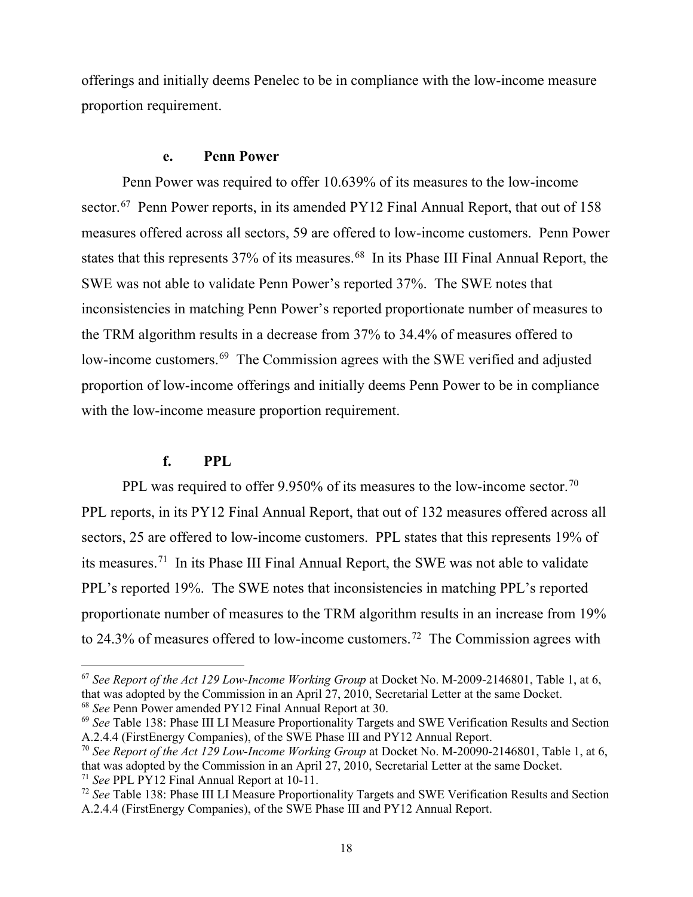offerings and initially deems Penelec to be in compliance with the low-income measure proportion requirement.

#### e. Penn Power

Penn Power was required to offer 10.639% of its measures to the low-income sector.[67] Penn Power reports, in its amended PY12 Final Annual Report, that out of 158 measures offered across all sectors, 59 are offered to low-income customers. Penn Power states that this represents 37% of its measures.[68] In its Phase III Final Annual Report, the SWE was not able to validate Penn Power's reported 37%. The SWE notes that inconsistencies in matching Penn Power's reported proportionate number of measures to the TRM algorithm results in a decrease from 37% to 34.4% of measures offered to low-income customers.[69] The Commission agrees with the SWE verified and adjusted proportion of low-income offerings and initially deems Penn Power to be in compliance with the low-income measure proportion requirement.

#### f. PPL

PPL was required to offer 9.950% of its measures to the low-income sector.[70] PPL reports, in its PY12 Final Annual Report, that out of 132 measures offered across all sectors, 25 are offered to low-income customers. PPL states that this represents 19% of its measures.[71] In its Phase III Final Annual Report, the SWE was not able to validate PPL's reported 19%. The SWE notes that inconsistencies in matching PPL's reported proportionate number of measures to the TRM algorithm results in an increase from 19% to 24.3% of measures offered to low-income customers.[72] The Commission agrees with

---

[67] *See Report of the Act 129 Low-Income Working Group* at Docket No. M-2009-2146801, Table 1, at 6, that was adopted by the Commission in an April 27, 2010, Secretarial Letter at the same Docket.

[68] *See* Penn Power amended PY12 Final Annual Report at 30.

[69] *See* Table 138: Phase III LI Measure Proportionality Targets and SWE Verification Results and Section A.2.4.4 (FirstEnergy Companies), of the SWE Phase III and PY12 Annual Report.

[70] *See Report of the Act 129 Low-Income Working Group* at Docket No. M-20090-2146801, Table 1, at 6, that was adopted by the Commission in an April 27, 2010, Secretarial Letter at the same Docket.

[71] *See* PPL PY12 Final Annual Report at 10-11.

[72] *See* Table 138: Phase III LI Measure Proportionality Targets and SWE Verification Results and Section A.2.4.4 (FirstEnergy Companies), of the SWE Phase III and PY12 Annual Report.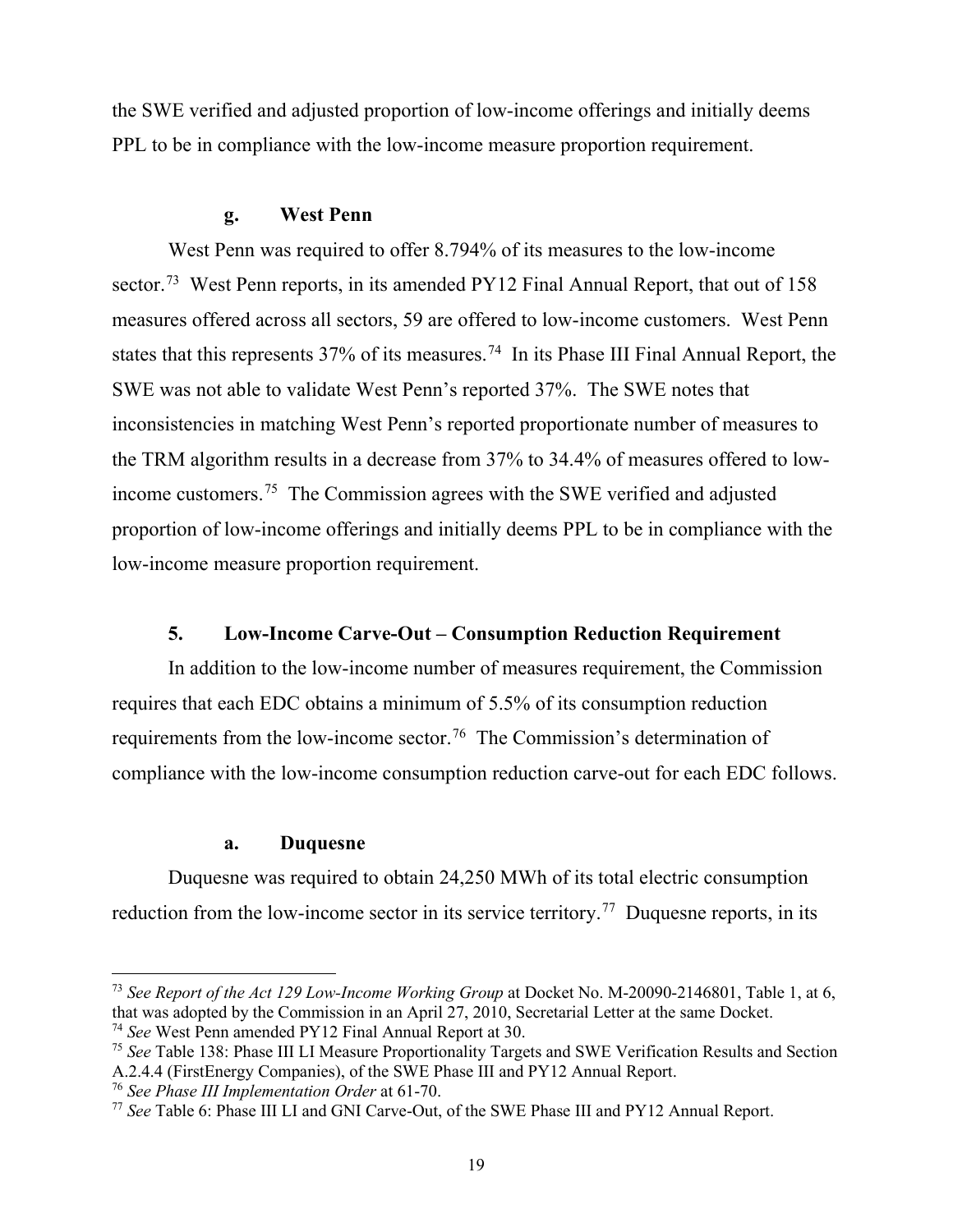the SWE verified and adjusted proportion of low-income offerings and initially deems PPL to be in compliance with the low-income measure proportion requirement.

#### g. West Penn

West Penn was required to offer 8.794% of its measures to the low-income sector.[73] West Penn reports, in its amended PY12 Final Annual Report, that out of 158 measures offered across all sectors, 59 are offered to low-income customers. West Penn states that this represents 37% of its measures.[74] In its Phase III Final Annual Report, the SWE was not able to validate West Penn's reported 37%. The SWE notes that inconsistencies in matching West Penn's reported proportionate number of measures to the TRM algorithm results in a decrease from 37% to 34.4% of measures offered to low-income customers.[75] The Commission agrees with the SWE verified and adjusted proportion of low-income offerings and initially deems PPL to be in compliance with the low-income measure proportion requirement.

### 5. Low-Income Carve-Out – Consumption Reduction Requirement

In addition to the low-income number of measures requirement, the Commission requires that each EDC obtains a minimum of 5.5% of its consumption reduction requirements from the low-income sector.[76] The Commission's determination of compliance with the low-income consumption reduction carve-out for each EDC follows.

#### a. Duquesne

Duquesne was required to obtain 24,250 MWh of its total electric consumption reduction from the low-income sector in its service territory.[77] Duquesne reports, in its

---

[73] *See Report of the Act 129 Low-Income Working Group* at Docket No. M-20090-2146801, Table 1, at 6, that was adopted by the Commission in an April 27, 2010, Secretarial Letter at the same Docket.

[74] *See* West Penn amended PY12 Final Annual Report at 30.

[75] *See* Table 138: Phase III LI Measure Proportionality Targets and SWE Verification Results and Section A.2.4.4 (FirstEnergy Companies), of the SWE Phase III and PY12 Annual Report.

[76] *See Phase III Implementation Order* at 61-70.

[77] *See* Table 6: Phase III LI and GNI Carve-Out, of the SWE Phase III and PY12 Annual Report.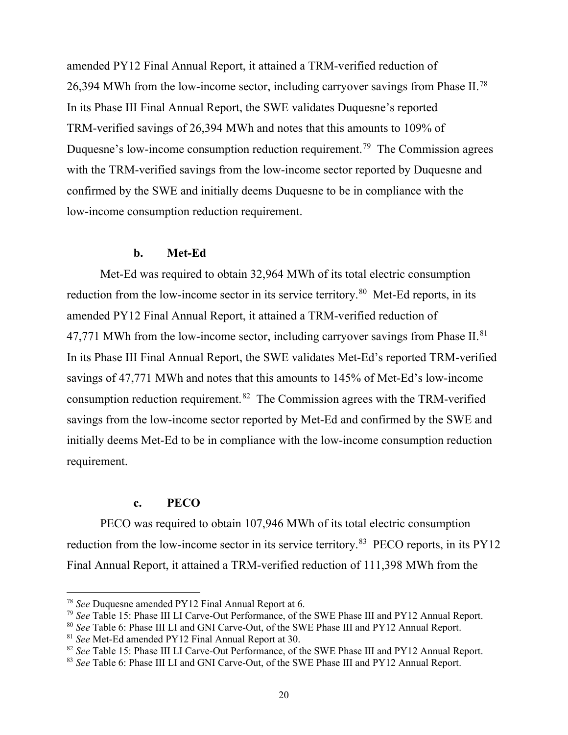amended PY12 Final Annual Report, it attained a TRM-verified reduction of 26,394 MWh from the low-income sector, including carryover savings from Phase II.[78] In its Phase III Final Annual Report, the SWE validates Duquesne's reported TRM-verified savings of 26,394 MWh and notes that this amounts to 109% of Duquesne's low-income consumption reduction requirement.[79] The Commission agrees with the TRM-verified savings from the low-income sector reported by Duquesne and confirmed by the SWE and initially deems Duquesne to be in compliance with the low-income consumption reduction requirement.

#### b. Met-Ed

Met-Ed was required to obtain 32,964 MWh of its total electric consumption reduction from the low-income sector in its service territory.[80] Met-Ed reports, in its amended PY12 Final Annual Report, it attained a TRM-verified reduction of 47,771 MWh from the low-income sector, including carryover savings from Phase II.[81] In its Phase III Final Annual Report, the SWE validates Met-Ed's reported TRM-verified savings of 47,771 MWh and notes that this amounts to 145% of Met-Ed's low-income consumption reduction requirement.[82] The Commission agrees with the TRM-verified savings from the low-income sector reported by Met-Ed and confirmed by the SWE and initially deems Met-Ed to be in compliance with the low-income consumption reduction requirement.

#### c. PECO

PECO was required to obtain 107,946 MWh of its total electric consumption reduction from the low-income sector in its service territory.[83] PECO reports, in its PY12 Final Annual Report, it attained a TRM-verified reduction of 111,398 MWh from the

---

[78] *See* Duquesne amended PY12 Final Annual Report at 6.

[79] *See* Table 15: Phase III LI Carve-Out Performance, of the SWE Phase III and PY12 Annual Report.

[80] *See* Table 6: Phase III LI and GNI Carve-Out, of the SWE Phase III and PY12 Annual Report.

[81] *See* Met-Ed amended PY12 Final Annual Report at 30.

[82] *See* Table 15: Phase III LI Carve-Out Performance, of the SWE Phase III and PY12 Annual Report.

[83] *See* Table 6: Phase III LI and GNI Carve-Out, of the SWE Phase III and PY12 Annual Report.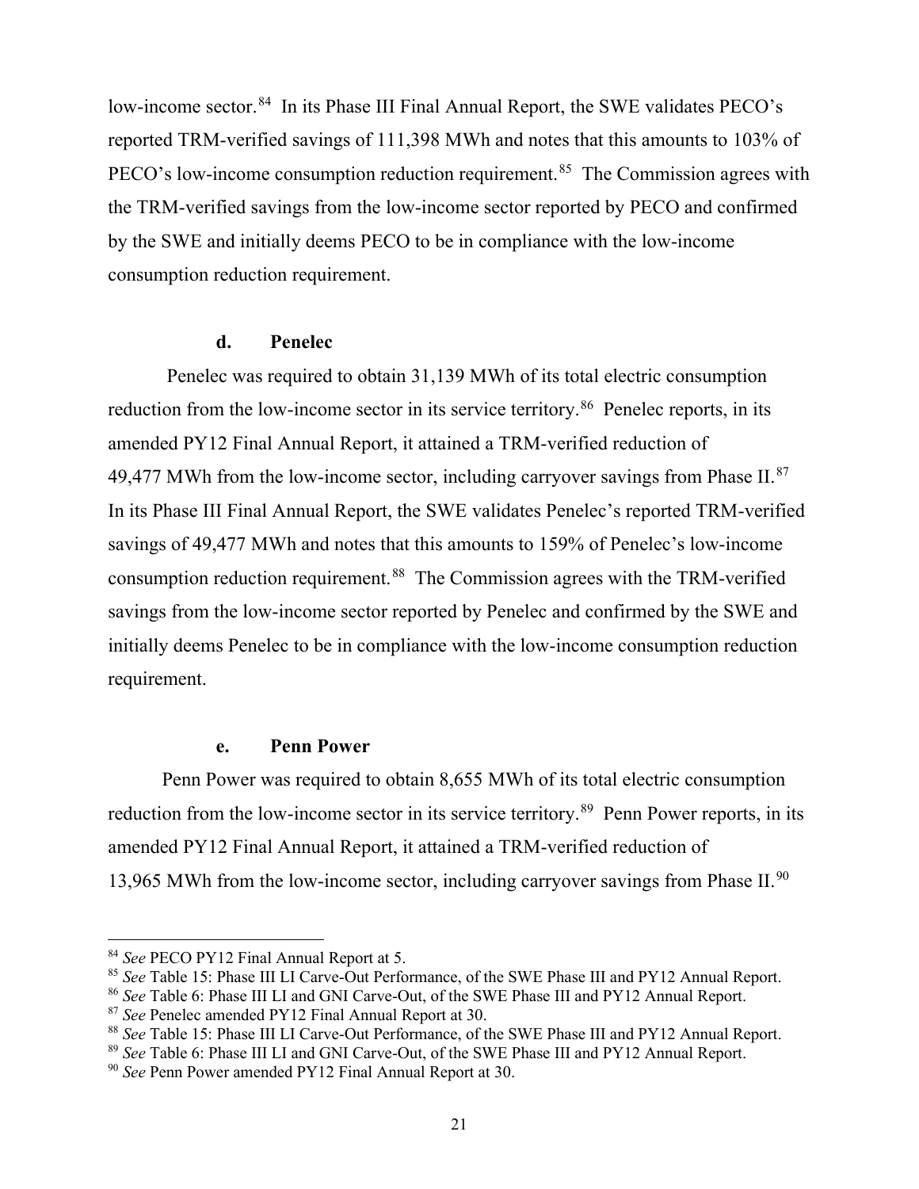low-income sector.[84] In its Phase III Final Annual Report, the SWE validates PECO's reported TRM-verified savings of 111,398 MWh and notes that this amounts to 103% of PECO's low-income consumption reduction requirement.[85] The Commission agrees with the TRM-verified savings from the low-income sector reported by PECO and confirmed by the SWE and initially deems PECO to be in compliance with the low-income consumption reduction requirement.

#### d. Penelec

Penelec was required to obtain 31,139 MWh of its total electric consumption reduction from the low-income sector in its service territory.[86] Penelec reports, in its amended PY12 Final Annual Report, it attained a TRM-verified reduction of 49,477 MWh from the low-income sector, including carryover savings from Phase II.[87] In its Phase III Final Annual Report, the SWE validates Penelec's reported TRM-verified savings of 49,477 MWh and notes that this amounts to 159% of Penelec's low-income consumption reduction requirement.[88] The Commission agrees with the TRM-verified savings from the low-income sector reported by Penelec and confirmed by the SWE and initially deems Penelec to be in compliance with the low-income consumption reduction requirement.

#### e. Penn Power

Penn Power was required to obtain 8,655 MWh of its total electric consumption reduction from the low-income sector in its service territory.[89] Penn Power reports, in its amended PY12 Final Annual Report, it attained a TRM-verified reduction of 13,965 MWh from the low-income sector, including carryover savings from Phase II.[90]

---

[84] *See* PECO PY12 Final Annual Report at 5.

[85] *See* Table 15: Phase III LI Carve-Out Performance, of the SWE Phase III and PY12 Annual Report.

[86] *See* Table 6: Phase III LI and GNI Carve-Out, of the SWE Phase III and PY12 Annual Report.

[87] *See* Penelec amended PY12 Final Annual Report at 30.

[88] *See* Table 15: Phase III LI Carve-Out Performance, of the SWE Phase III and PY12 Annual Report.

[89] *See* Table 6: Phase III LI and GNI Carve-Out, of the SWE Phase III and PY12 Annual Report.

[90] *See* Penn Power amended PY12 Final Annual Report at 30.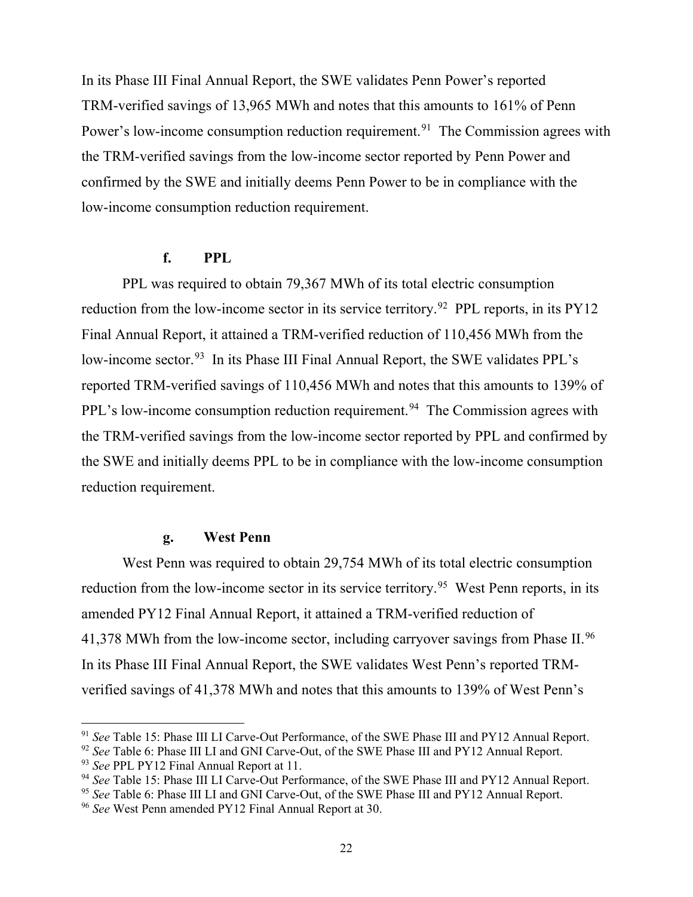In its Phase III Final Annual Report, the SWE validates Penn Power's reported TRM-verified savings of 13,965 MWh and notes that this amounts to 161% of Penn Power's low-income consumption reduction requirement.[91] The Commission agrees with the TRM-verified savings from the low-income sector reported by Penn Power and confirmed by the SWE and initially deems Penn Power to be in compliance with the low-income consumption reduction requirement.

#### f. PPL

PPL was required to obtain 79,367 MWh of its total electric consumption reduction from the low-income sector in its service territory.[92] PPL reports, in its PY12 Final Annual Report, it attained a TRM-verified reduction of 110,456 MWh from the low-income sector.[93] In its Phase III Final Annual Report, the SWE validates PPL's reported TRM-verified savings of 110,456 MWh and notes that this amounts to 139% of PPL's low-income consumption reduction requirement.[94] The Commission agrees with the TRM-verified savings from the low-income sector reported by PPL and confirmed by the SWE and initially deems PPL to be in compliance with the low-income consumption reduction requirement.

#### g. West Penn

West Penn was required to obtain 29,754 MWh of its total electric consumption reduction from the low-income sector in its service territory.[95] West Penn reports, in its amended PY12 Final Annual Report, it attained a TRM-verified reduction of 41,378 MWh from the low-income sector, including carryover savings from Phase II.[96] In its Phase III Final Annual Report, the SWE validates West Penn's reported TRM-verified savings of 41,378 MWh and notes that this amounts to 139% of West Penn's

---

[91] *See* Table 15: Phase III LI Carve-Out Performance, of the SWE Phase III and PY12 Annual Report.

[92] *See* Table 6: Phase III LI and GNI Carve-Out, of the SWE Phase III and PY12 Annual Report.

[93] *See* PPL PY12 Final Annual Report at 11.

[94] *See* Table 15: Phase III LI Carve-Out Performance, of the SWE Phase III and PY12 Annual Report.

[95] *See* Table 6: Phase III LI and GNI Carve-Out, of the SWE Phase III and PY12 Annual Report.

[96] *See* West Penn amended PY12 Final Annual Report at 30.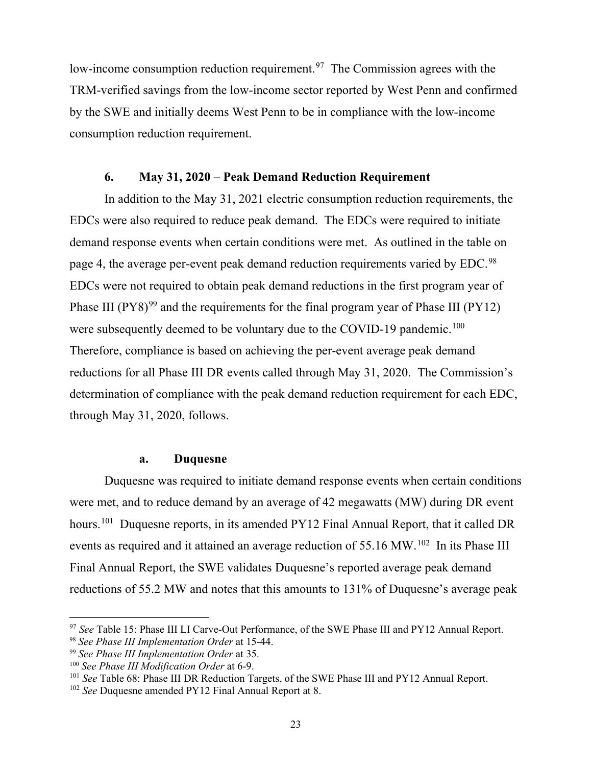low-income consumption reduction requirement.[97] The Commission agrees with the TRM-verified savings from the low-income sector reported by West Penn and confirmed by the SWE and initially deems West Penn to be in compliance with the low-income consumption reduction requirement.

### 6. May 31, 2020 – Peak Demand Reduction Requirement

In addition to the May 31, 2021 electric consumption reduction requirements, the EDCs were also required to reduce peak demand. The EDCs were required to initiate demand response events when certain conditions were met. As outlined in the table on page 4, the average per-event peak demand reduction requirements varied by EDC.[98] EDCs were not required to obtain peak demand reductions in the first program year of Phase III (PY8)[99] and the requirements for the final program year of Phase III (PY12) were subsequently deemed to be voluntary due to the COVID-19 pandemic.[100] Therefore, compliance is based on achieving the per-event average peak demand reductions for all Phase III DR events called through May 31, 2020. The Commission's determination of compliance with the peak demand reduction requirement for each EDC, through May 31, 2020, follows.

#### a. Duquesne

Duquesne was required to initiate demand response events when certain conditions were met, and to reduce demand by an average of 42 megawatts (MW) during DR event hours.[101] Duquesne reports, in its amended PY12 Final Annual Report, that it called DR events as required and it attained an average reduction of 55.16 MW.[102] In its Phase III Final Annual Report, the SWE validates Duquesne's reported average peak demand reductions of 55.2 MW and notes that this amounts to 131% of Duquesne's average peak

---

[97] *See* Table 15: Phase III LI Carve-Out Performance, of the SWE Phase III and PY12 Annual Report.

[98] *See Phase III Implementation Order* at 15-44.

[99] *See Phase III Implementation Order* at 35.

[100] *See Phase III Modification Order* at 6-9.

[101] *See* Table 68: Phase III DR Reduction Targets, of the SWE Phase III and PY12 Annual Report.

[102] *See* Duquesne amended PY12 Final Annual Report at 8.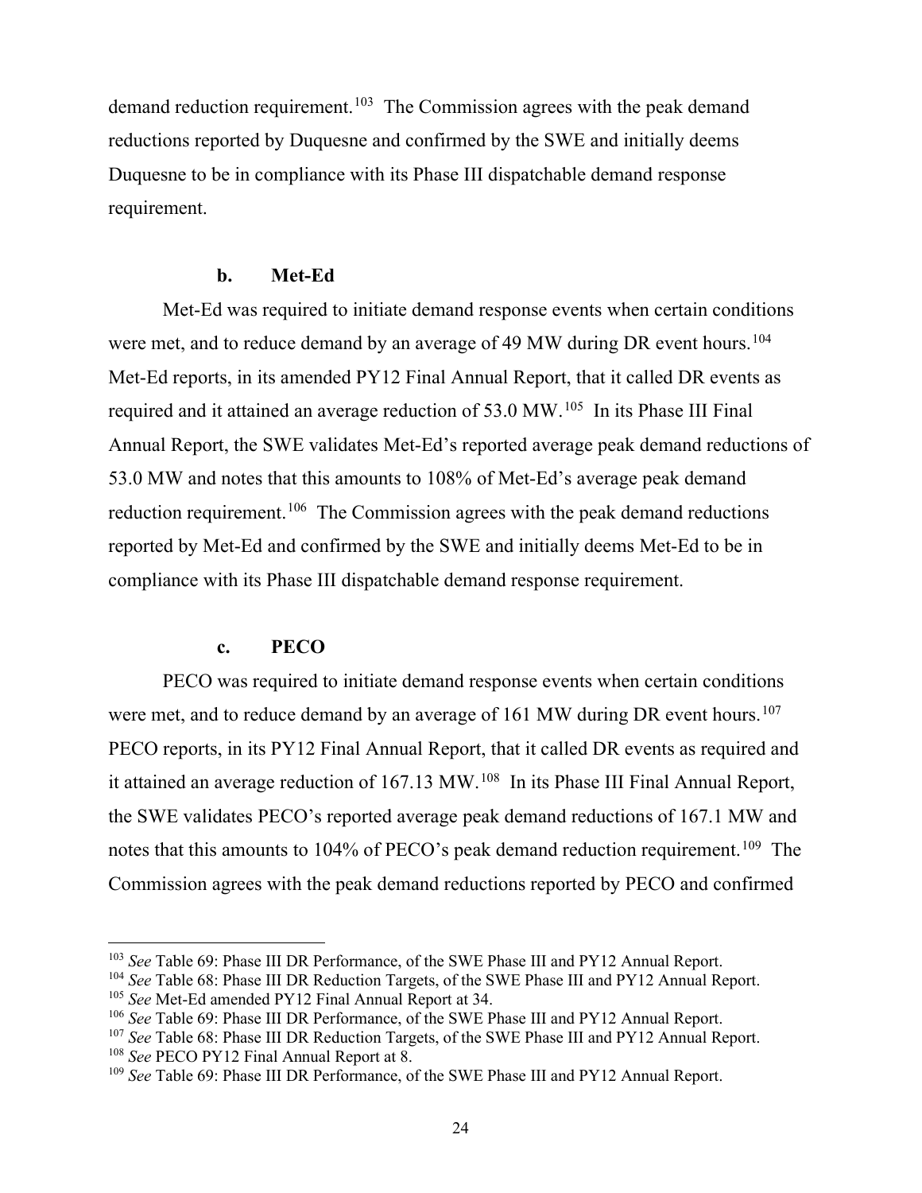demand reduction requirement.[103] The Commission agrees with the peak demand reductions reported by Duquesne and confirmed by the SWE and initially deems Duquesne to be in compliance with its Phase III dispatchable demand response requirement.

#### b. Met-Ed

Met-Ed was required to initiate demand response events when certain conditions were met, and to reduce demand by an average of 49 MW during DR event hours.[104] Met-Ed reports, in its amended PY12 Final Annual Report, that it called DR events as required and it attained an average reduction of 53.0 MW.[105] In its Phase III Final Annual Report, the SWE validates Met-Ed's reported average peak demand reductions of 53.0 MW and notes that this amounts to 108% of Met-Ed's average peak demand reduction requirement.[106] The Commission agrees with the peak demand reductions reported by Met-Ed and confirmed by the SWE and initially deems Met-Ed to be in compliance with its Phase III dispatchable demand response requirement.

#### c. PECO

PECO was required to initiate demand response events when certain conditions were met, and to reduce demand by an average of 161 MW during DR event hours.[107] PECO reports, in its PY12 Final Annual Report, that it called DR events as required and it attained an average reduction of 167.13 MW.[108] In its Phase III Final Annual Report, the SWE validates PECO's reported average peak demand reductions of 167.1 MW and notes that this amounts to 104% of PECO's peak demand reduction requirement.[109] The Commission agrees with the peak demand reductions reported by PECO and confirmed

---

[103] *See* Table 69: Phase III DR Performance, of the SWE Phase III and PY12 Annual Report.

[104] *See* Table 68: Phase III DR Reduction Targets, of the SWE Phase III and PY12 Annual Report.

[105] *See* Met-Ed amended PY12 Final Annual Report at 34.

[106] *See* Table 69: Phase III DR Performance, of the SWE Phase III and PY12 Annual Report.

[107] *See* Table 68: Phase III DR Reduction Targets, of the SWE Phase III and PY12 Annual Report.

[108] *See* PECO PY12 Final Annual Report at 8.

[109] *See* Table 69: Phase III DR Performance, of the SWE Phase III and PY12 Annual Report.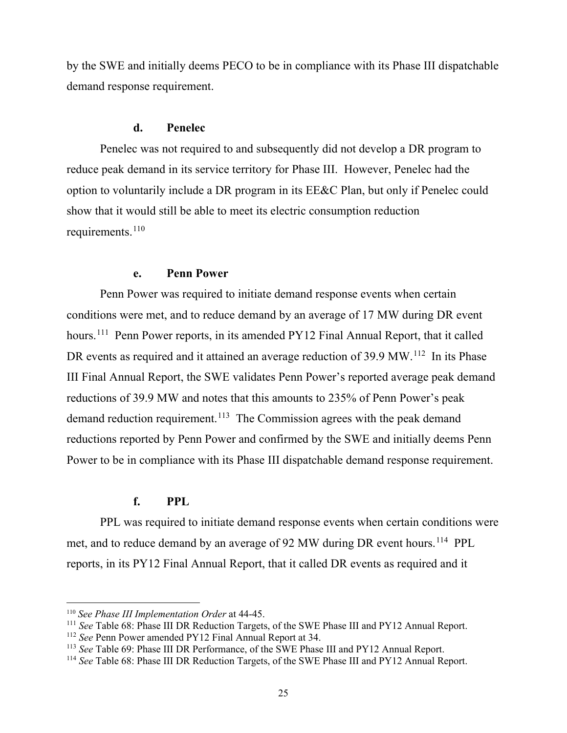by the SWE and initially deems PECO to be in compliance with its Phase III dispatchable demand response requirement.

#### d. Penelec

Penelec was not required to and subsequently did not develop a DR program to reduce peak demand in its service territory for Phase III. However, Penelec had the option to voluntarily include a DR program in its EE&C Plan, but only if Penelec could show that it would still be able to meet its electric consumption reduction requirements.[110]

#### e. Penn Power

Penn Power was required to initiate demand response events when certain conditions were met, and to reduce demand by an average of 17 MW during DR event hours.[111] Penn Power reports, in its amended PY12 Final Annual Report, that it called DR events as required and it attained an average reduction of 39.9 MW.[112] In its Phase III Final Annual Report, the SWE validates Penn Power's reported average peak demand reductions of 39.9 MW and notes that this amounts to 235% of Penn Power's peak demand reduction requirement.[113] The Commission agrees with the peak demand reductions reported by Penn Power and confirmed by the SWE and initially deems Penn Power to be in compliance with its Phase III dispatchable demand response requirement.

#### f. PPL

PPL was required to initiate demand response events when certain conditions were met, and to reduce demand by an average of 92 MW during DR event hours.[114] PPL reports, in its PY12 Final Annual Report, that it called DR events as required and it

---

[110] *See Phase III Implementation Order* at 44-45.

[111] *See* Table 68: Phase III DR Reduction Targets, of the SWE Phase III and PY12 Annual Report.

[112] *See* Penn Power amended PY12 Final Annual Report at 34.

[113] *See* Table 69: Phase III DR Performance, of the SWE Phase III and PY12 Annual Report.

[114] *See* Table 68: Phase III DR Reduction Targets, of the SWE Phase III and PY12 Annual Report.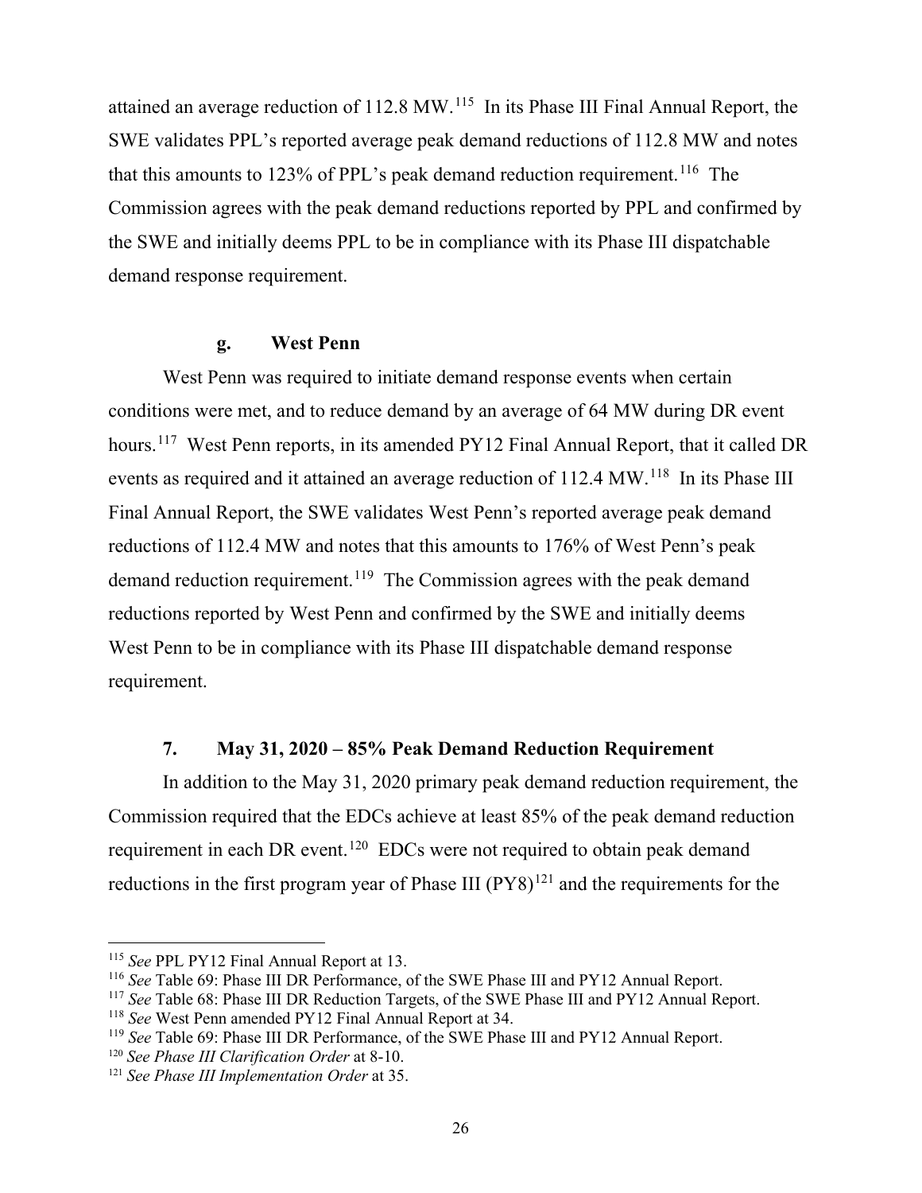attained an average reduction of 112.8 MW.[115] In its Phase III Final Annual Report, the SWE validates PPL's reported average peak demand reductions of 112.8 MW and notes that this amounts to 123% of PPL's peak demand reduction requirement.[116] The Commission agrees with the peak demand reductions reported by PPL and confirmed by the SWE and initially deems PPL to be in compliance with its Phase III dispatchable demand response requirement.

#### g. West Penn

West Penn was required to initiate demand response events when certain conditions were met, and to reduce demand by an average of 64 MW during DR event hours.[117] West Penn reports, in its amended PY12 Final Annual Report, that it called DR events as required and it attained an average reduction of 112.4 MW.[118] In its Phase III Final Annual Report, the SWE validates West Penn's reported average peak demand reductions of 112.4 MW and notes that this amounts to 176% of West Penn's peak demand reduction requirement.[119] The Commission agrees with the peak demand reductions reported by West Penn and confirmed by the SWE and initially deems West Penn to be in compliance with its Phase III dispatchable demand response requirement.

### 7. May 31, 2020 – 85% Peak Demand Reduction Requirement

In addition to the May 31, 2020 primary peak demand reduction requirement, the Commission required that the EDCs achieve at least 85% of the peak demand reduction requirement in each DR event.[120] EDCs were not required to obtain peak demand reductions in the first program year of Phase III (PY8)[121] and the requirements for the

---

[115] *See* PPL PY12 Final Annual Report at 13.

[116] *See* Table 69: Phase III DR Performance, of the SWE Phase III and PY12 Annual Report.

[117] *See* Table 68: Phase III DR Reduction Targets, of the SWE Phase III and PY12 Annual Report.

[118] *See* West Penn amended PY12 Final Annual Report at 34.

[119] *See* Table 69: Phase III DR Performance, of the SWE Phase III and PY12 Annual Report.

[120] *See Phase III Clarification Order* at 8-10.

[121] *See Phase III Implementation Order* at 35.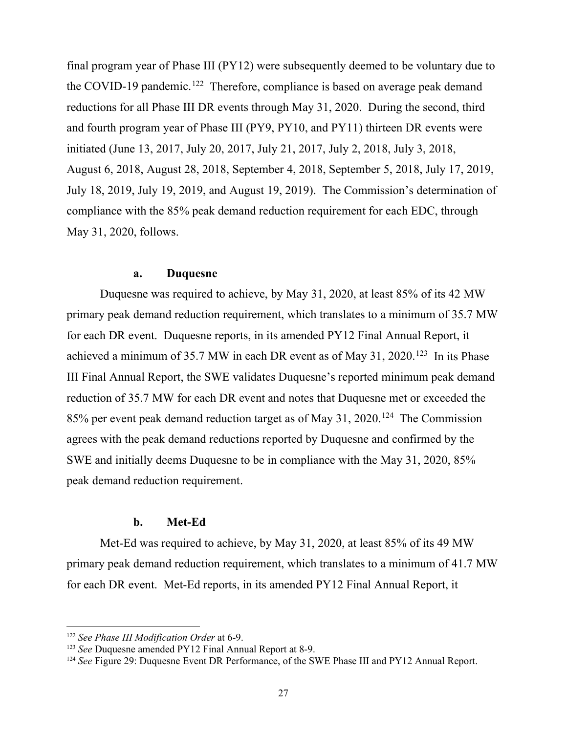final program year of Phase III (PY12) were subsequently deemed to be voluntary due to the COVID-19 pandemic.[122] Therefore, compliance is based on average peak demand reductions for all Phase III DR events through May 31, 2020. During the second, third and fourth program year of Phase III (PY9, PY10, and PY11) thirteen DR events were initiated (June 13, 2017, July 20, 2017, July 21, 2017, July 2, 2018, July 3, 2018, August 6, 2018, August 28, 2018, September 4, 2018, September 5, 2018, July 17, 2019, July 18, 2019, July 19, 2019, and August 19, 2019). The Commission's determination of compliance with the 85% peak demand reduction requirement for each EDC, through May 31, 2020, follows.

#### a. Duquesne

Duquesne was required to achieve, by May 31, 2020, at least 85% of its 42 MW primary peak demand reduction requirement, which translates to a minimum of 35.7 MW for each DR event. Duquesne reports, in its amended PY12 Final Annual Report, it achieved a minimum of 35.7 MW in each DR event as of May 31, 2020.[123] In its Phase III Final Annual Report, the SWE validates Duquesne's reported minimum peak demand reduction of 35.7 MW for each DR event and notes that Duquesne met or exceeded the 85% per event peak demand reduction target as of May 31, 2020.[124] The Commission agrees with the peak demand reductions reported by Duquesne and confirmed by the SWE and initially deems Duquesne to be in compliance with the May 31, 2020, 85% peak demand reduction requirement.

#### b. Met-Ed

Met-Ed was required to achieve, by May 31, 2020, at least 85% of its 49 MW primary peak demand reduction requirement, which translates to a minimum of 41.7 MW for each DR event. Met-Ed reports, in its amended PY12 Final Annual Report, it

---

[122] *See Phase III Modification Order* at 6-9.

[123] *See* Duquesne amended PY12 Final Annual Report at 8-9.

[124] *See* Figure 29: Duquesne Event DR Performance, of the SWE Phase III and PY12 Annual Report.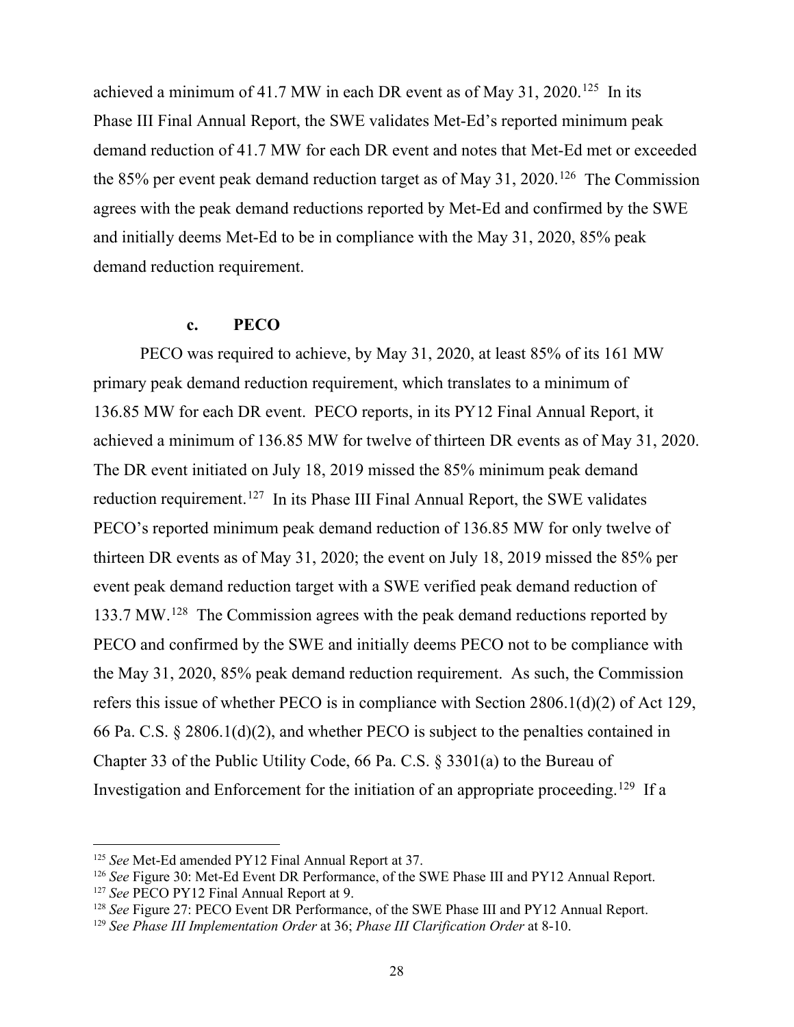achieved a minimum of 41.7 MW in each DR event as of May 31, 2020.[125] In its Phase III Final Annual Report, the SWE validates Met-Ed's reported minimum peak demand reduction of 41.7 MW for each DR event and notes that Met-Ed met or exceeded the 85% per event peak demand reduction target as of May 31, 2020.[126] The Commission agrees with the peak demand reductions reported by Met-Ed and confirmed by the SWE and initially deems Met-Ed to be in compliance with the May 31, 2020, 85% peak demand reduction requirement.

#### c. PECO

PECO was required to achieve, by May 31, 2020, at least 85% of its 161 MW primary peak demand reduction requirement, which translates to a minimum of 136.85 MW for each DR event. PECO reports, in its PY12 Final Annual Report, it achieved a minimum of 136.85 MW for twelve of thirteen DR events as of May 31, 2020. The DR event initiated on July 18, 2019 missed the 85% minimum peak demand reduction requirement.[127] In its Phase III Final Annual Report, the SWE validates PECO's reported minimum peak demand reduction of 136.85 MW for only twelve of thirteen DR events as of May 31, 2020; the event on July 18, 2019 missed the 85% per event peak demand reduction target with a SWE verified peak demand reduction of 133.7 MW.[128] The Commission agrees with the peak demand reductions reported by PECO and confirmed by the SWE and initially deems PECO not to be compliance with the May 31, 2020, 85% peak demand reduction requirement. As such, the Commission refers this issue of whether PECO is in compliance with Section 2806.1(d)(2) of Act 129, 66 Pa. C.S. § 2806.1(d)(2), and whether PECO is subject to the penalties contained in Chapter 33 of the Public Utility Code, 66 Pa. C.S. § 3301(a) to the Bureau of Investigation and Enforcement for the initiation of an appropriate proceeding.[129] If a

---

[125] *See* Met-Ed amended PY12 Final Annual Report at 37.

[126] *See* Figure 30: Met-Ed Event DR Performance, of the SWE Phase III and PY12 Annual Report.

[127] *See* PECO PY12 Final Annual Report at 9.

[128] *See* Figure 27: PECO Event DR Performance, of the SWE Phase III and PY12 Annual Report.

[129] *See Phase III Implementation Order* at 36; *Phase III Clarification Order* at 8-10.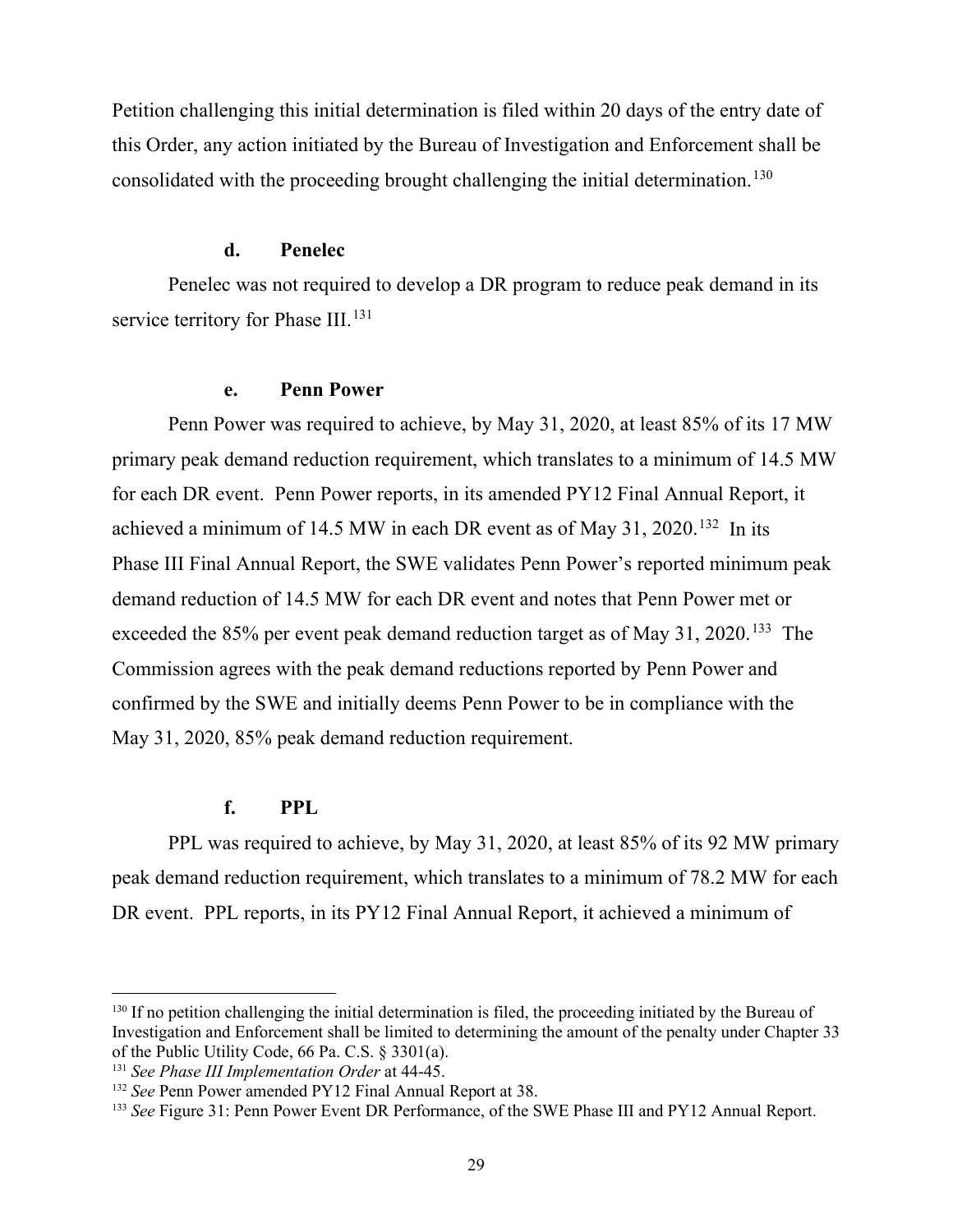Petition challenging this initial determination is filed within 20 days of the entry date of this Order, any action initiated by the Bureau of Investigation and Enforcement shall be consolidated with the proceeding brought challenging the initial determination.[130]

#### d. Penelec

Penelec was not required to develop a DR program to reduce peak demand in its service territory for Phase III.[131]

#### e. Penn Power

Penn Power was required to achieve, by May 31, 2020, at least 85% of its 17 MW primary peak demand reduction requirement, which translates to a minimum of 14.5 MW for each DR event. Penn Power reports, in its amended PY12 Final Annual Report, it achieved a minimum of 14.5 MW in each DR event as of May 31, 2020.[132] In its Phase III Final Annual Report, the SWE validates Penn Power's reported minimum peak demand reduction of 14.5 MW for each DR event and notes that Penn Power met or exceeded the 85% per event peak demand reduction target as of May 31, 2020.[133] The Commission agrees with the peak demand reductions reported by Penn Power and confirmed by the SWE and initially deems Penn Power to be in compliance with the May 31, 2020, 85% peak demand reduction requirement.

#### f. PPL

PPL was required to achieve, by May 31, 2020, at least 85% of its 92 MW primary peak demand reduction requirement, which translates to a minimum of 78.2 MW for each DR event. PPL reports, in its PY12 Final Annual Report, it achieved a minimum of

---

[130] If no petition challenging the initial determination is filed, the proceeding initiated by the Bureau of Investigation and Enforcement shall be limited to determining the amount of the penalty under Chapter 33 of the Public Utility Code, 66 Pa. C.S. § 3301(a).

[131] *See Phase III Implementation Order* at 44-45.

[132] *See* Penn Power amended PY12 Final Annual Report at 38.

[133] *See* Figure 31: Penn Power Event DR Performance, of the SWE Phase III and PY12 Annual Report.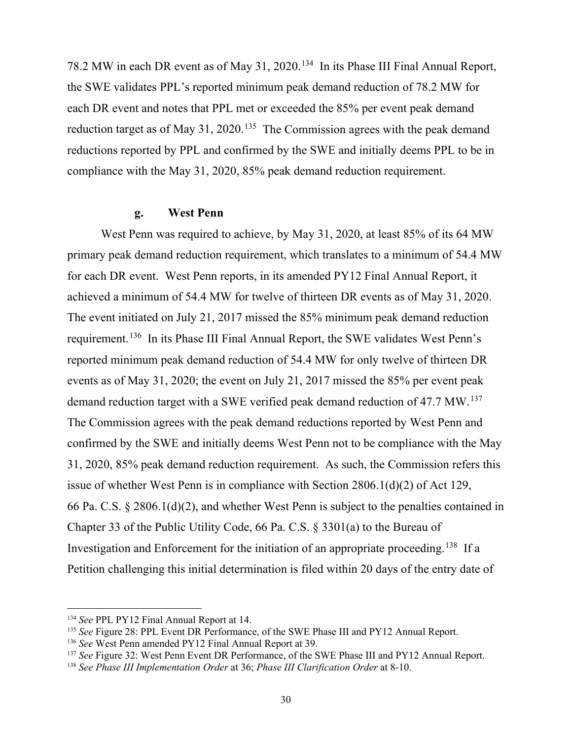78.2 MW in each DR event as of May 31, 2020.[134] In its Phase III Final Annual Report, the SWE validates PPL's reported minimum peak demand reduction of 78.2 MW for each DR event and notes that PPL met or exceeded the 85% per event peak demand reduction target as of May 31, 2020.[135] The Commission agrees with the peak demand reductions reported by PPL and confirmed by the SWE and initially deems PPL to be in compliance with the May 31, 2020, 85% peak demand reduction requirement.

**g. West Penn**

West Penn was required to achieve, by May 31, 2020, at least 85% of its 64 MW primary peak demand reduction requirement, which translates to a minimum of 54.4 MW for each DR event. West Penn reports, in its amended PY12 Final Annual Report, it achieved a minimum of 54.4 MW for twelve of thirteen DR events as of May 31, 2020. The event initiated on July 21, 2017 missed the 85% minimum peak demand reduction requirement.[136] In its Phase III Final Annual Report, the SWE validates West Penn's reported minimum peak demand reduction of 54.4 MW for only twelve of thirteen DR events as of May 31, 2020; the event on July 21, 2017 missed the 85% per event peak demand reduction target with a SWE verified peak demand reduction of 47.7 MW.[137] The Commission agrees with the peak demand reductions reported by West Penn and confirmed by the SWE and initially deems West Penn not to be compliance with the May 31, 2020, 85% peak demand reduction requirement. As such, the Commission refers this issue of whether West Penn is in compliance with Section 2806.1(d)(2) of Act 129, 66 Pa. C.S. § 2806.1(d)(2), and whether West Penn is subject to the penalties contained in Chapter 33 of the Public Utility Code, 66 Pa. C.S. § 3301(a) to the Bureau of Investigation and Enforcement for the initiation of an appropriate proceeding.[138] If a Petition challenging this initial determination is filed within 20 days of the entry date of

---

[134] *See* PPL PY12 Final Annual Report at 14.

[135] *See* Figure 28: PPL Event DR Performance, of the SWE Phase III and PY12 Annual Report.

[136] *See* West Penn amended PY12 Final Annual Report at 39.

[137] *See* Figure 32: West Penn Event DR Performance, of the SWE Phase III and PY12 Annual Report.

[138] *See Phase III Implementation Order* at 36; *Phase III Clarification Order* at 8-10.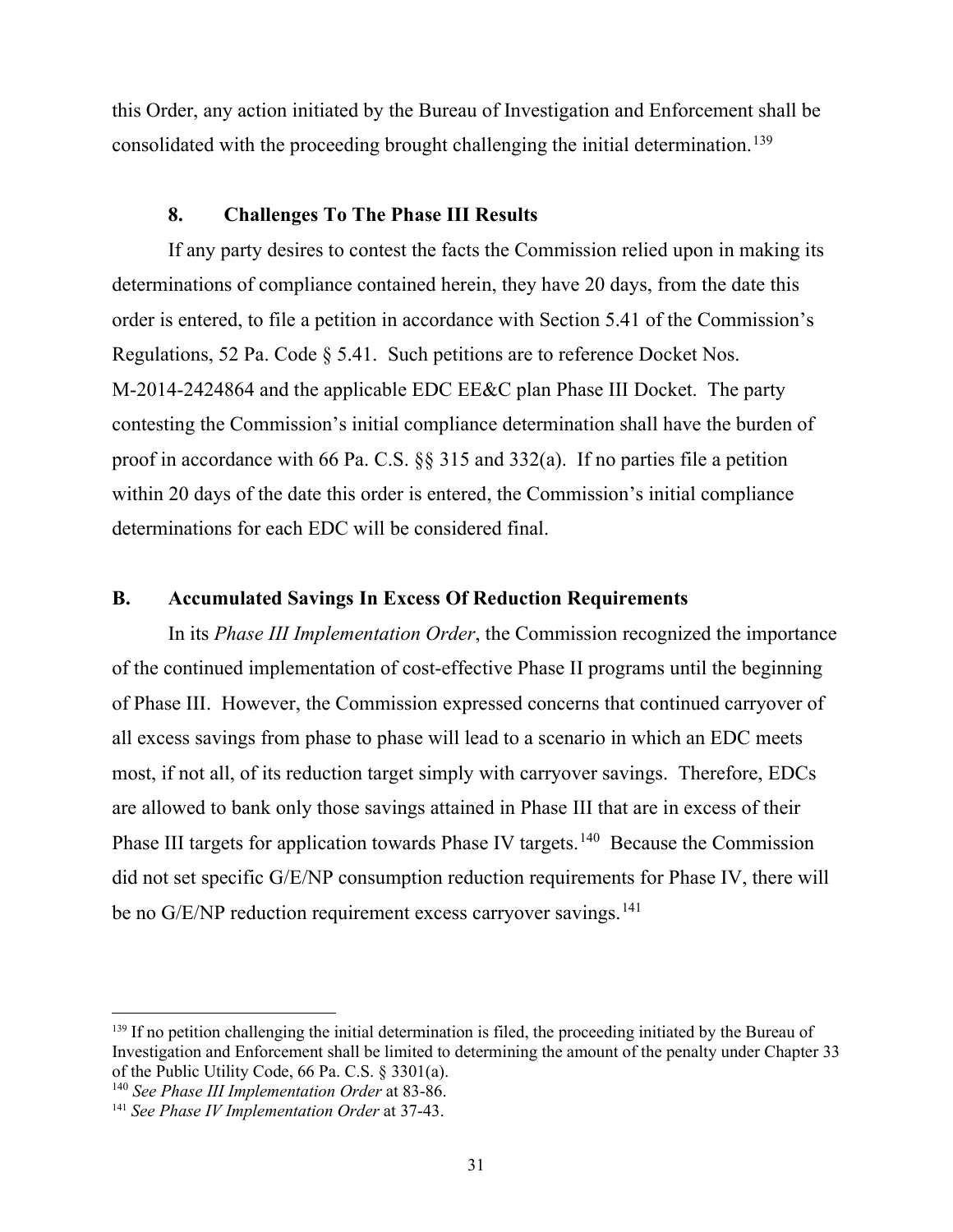this Order, any action initiated by the Bureau of Investigation and Enforcement shall be consolidated with the proceeding brought challenging the initial determination.[139]

### 8. Challenges To The Phase III Results

If any party desires to contest the facts the Commission relied upon in making its determinations of compliance contained herein, they have 20 days, from the date this order is entered, to file a petition in accordance with Section 5.41 of the Commission's Regulations, 52 Pa. Code § 5.41. Such petitions are to reference Docket Nos. M-2014-2424864 and the applicable EDC EE&C plan Phase III Docket. The party contesting the Commission's initial compliance determination shall have the burden of proof in accordance with 66 Pa. C.S. §§ 315 and 332(a). If no parties file a petition within 20 days of the date this order is entered, the Commission's initial compliance determinations for each EDC will be considered final.

## B. Accumulated Savings In Excess Of Reduction Requirements

In its *Phase III Implementation Order*, the Commission recognized the importance of the continued implementation of cost-effective Phase II programs until the beginning of Phase III. However, the Commission expressed concerns that continued carryover of all excess savings from phase to phase will lead to a scenario in which an EDC meets most, if not all, of its reduction target simply with carryover savings. Therefore, EDCs are allowed to bank only those savings attained in Phase III that are in excess of their Phase III targets for application towards Phase IV targets.[140] Because the Commission did not set specific G/E/NP consumption reduction requirements for Phase IV, there will be no G/E/NP reduction requirement excess carryover savings.[141]

---

[139] If no petition challenging the initial determination is filed, the proceeding initiated by the Bureau of Investigation and Enforcement shall be limited to determining the amount of the penalty under Chapter 33 of the Public Utility Code, 66 Pa. C.S. § 3301(a).

[140] *See Phase III Implementation Order* at 83-86.

[141] *See Phase IV Implementation Order* at 37-43.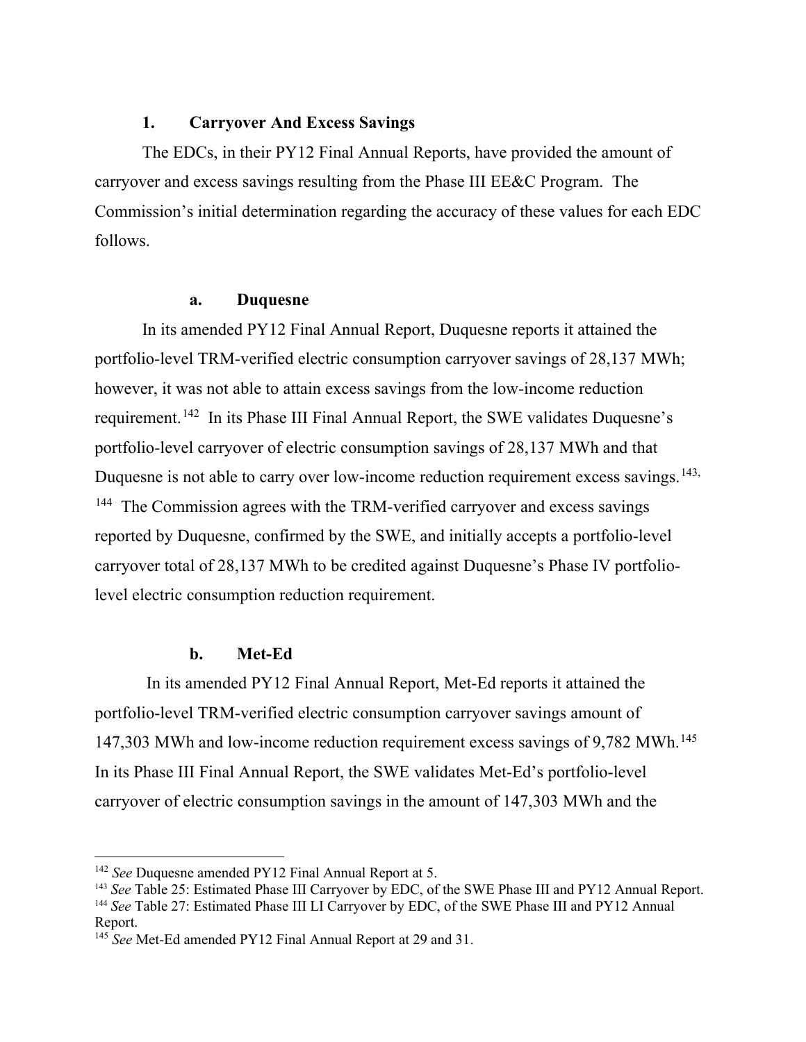### 1. Carryover And Excess Savings

The EDCs, in their PY12 Final Annual Reports, have provided the amount of carryover and excess savings resulting from the Phase III EE&C Program. The Commission's initial determination regarding the accuracy of these values for each EDC follows.

#### a. Duquesne

In its amended PY12 Final Annual Report, Duquesne reports it attained the portfolio-level TRM-verified electric consumption carryover savings of 28,137 MWh; however, it was not able to attain excess savings from the low-income reduction requirement.[142] In its Phase III Final Annual Report, the SWE validates Duquesne's portfolio-level carryover of electric consumption savings of 28,137 MWh and that Duquesne is not able to carry over low-income reduction requirement excess savings.[143, 144] The Commission agrees with the TRM-verified carryover and excess savings reported by Duquesne, confirmed by the SWE, and initially accepts a portfolio-level carryover total of 28,137 MWh to be credited against Duquesne's Phase IV portfolio-level electric consumption reduction requirement.

#### b. Met-Ed

In its amended PY12 Final Annual Report, Met-Ed reports it attained the portfolio-level TRM-verified electric consumption carryover savings amount of 147,303 MWh and low-income reduction requirement excess savings of 9,782 MWh.[145] In its Phase III Final Annual Report, the SWE validates Met-Ed's portfolio-level carryover of electric consumption savings in the amount of 147,303 MWh and the

---

[142] *See* Duquesne amended PY12 Final Annual Report at 5.

[143] *See* Table 25: Estimated Phase III Carryover by EDC, of the SWE Phase III and PY12 Annual Report.

[144] *See* Table 27: Estimated Phase III LI Carryover by EDC, of the SWE Phase III and PY12 Annual Report.

[145] *See* Met-Ed amended PY12 Final Annual Report at 29 and 31.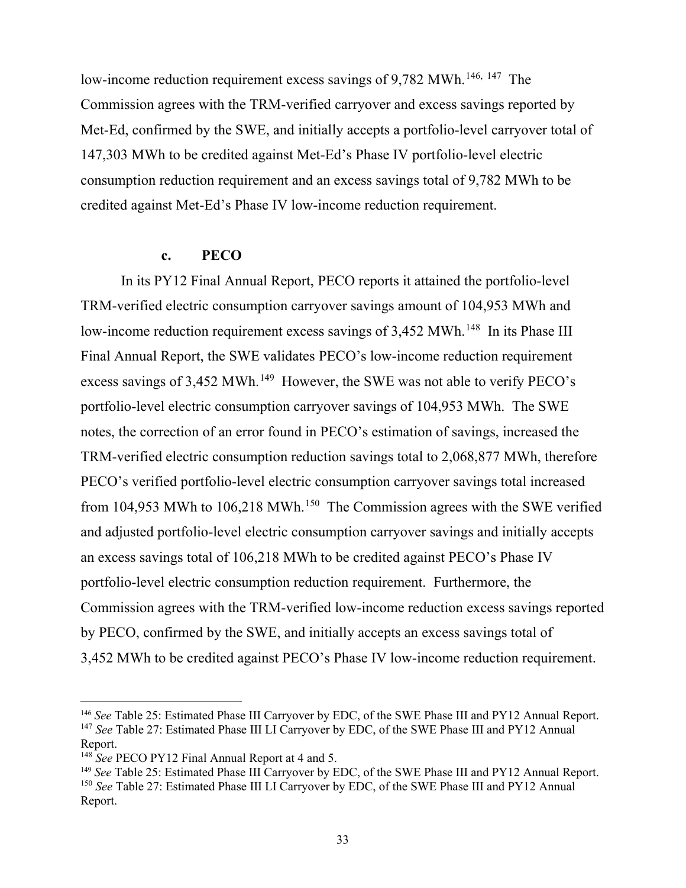low-income reduction requirement excess savings of 9,782 MWh.[146, 147] The Commission agrees with the TRM-verified carryover and excess savings reported by Met-Ed, confirmed by the SWE, and initially accepts a portfolio-level carryover total of 147,303 MWh to be credited against Met-Ed's Phase IV portfolio-level electric consumption reduction requirement and an excess savings total of 9,782 MWh to be credited against Met-Ed's Phase IV low-income reduction requirement.

### c. PECO

In its PY12 Final Annual Report, PECO reports it attained the portfolio-level TRM-verified electric consumption carryover savings amount of 104,953 MWh and low-income reduction requirement excess savings of 3,452 MWh.[148] In its Phase III Final Annual Report, the SWE validates PECO's low-income reduction requirement excess savings of 3,452 MWh.[149] However, the SWE was not able to verify PECO's portfolio-level electric consumption carryover savings of 104,953 MWh. The SWE notes, the correction of an error found in PECO's estimation of savings, increased the TRM-verified electric consumption reduction savings total to 2,068,877 MWh, therefore PECO's verified portfolio-level electric consumption carryover savings total increased from 104,953 MWh to 106,218 MWh.[150] The Commission agrees with the SWE verified and adjusted portfolio-level electric consumption carryover savings and initially accepts an excess savings total of 106,218 MWh to be credited against PECO's Phase IV portfolio-level electric consumption reduction requirement. Furthermore, the Commission agrees with the TRM-verified low-income reduction excess savings reported by PECO, confirmed by the SWE, and initially accepts an excess savings total of 3,452 MWh to be credited against PECO's Phase IV low-income reduction requirement.

---

[146] *See* Table 25: Estimated Phase III Carryover by EDC, of the SWE Phase III and PY12 Annual Report.

[147] *See* Table 27: Estimated Phase III LI Carryover by EDC, of the SWE Phase III and PY12 Annual Report.

[148] *See* PECO PY12 Final Annual Report at 4 and 5.

[149] *See* Table 25: Estimated Phase III Carryover by EDC, of the SWE Phase III and PY12 Annual Report.

[150] *See* Table 27: Estimated Phase III LI Carryover by EDC, of the SWE Phase III and PY12 Annual Report.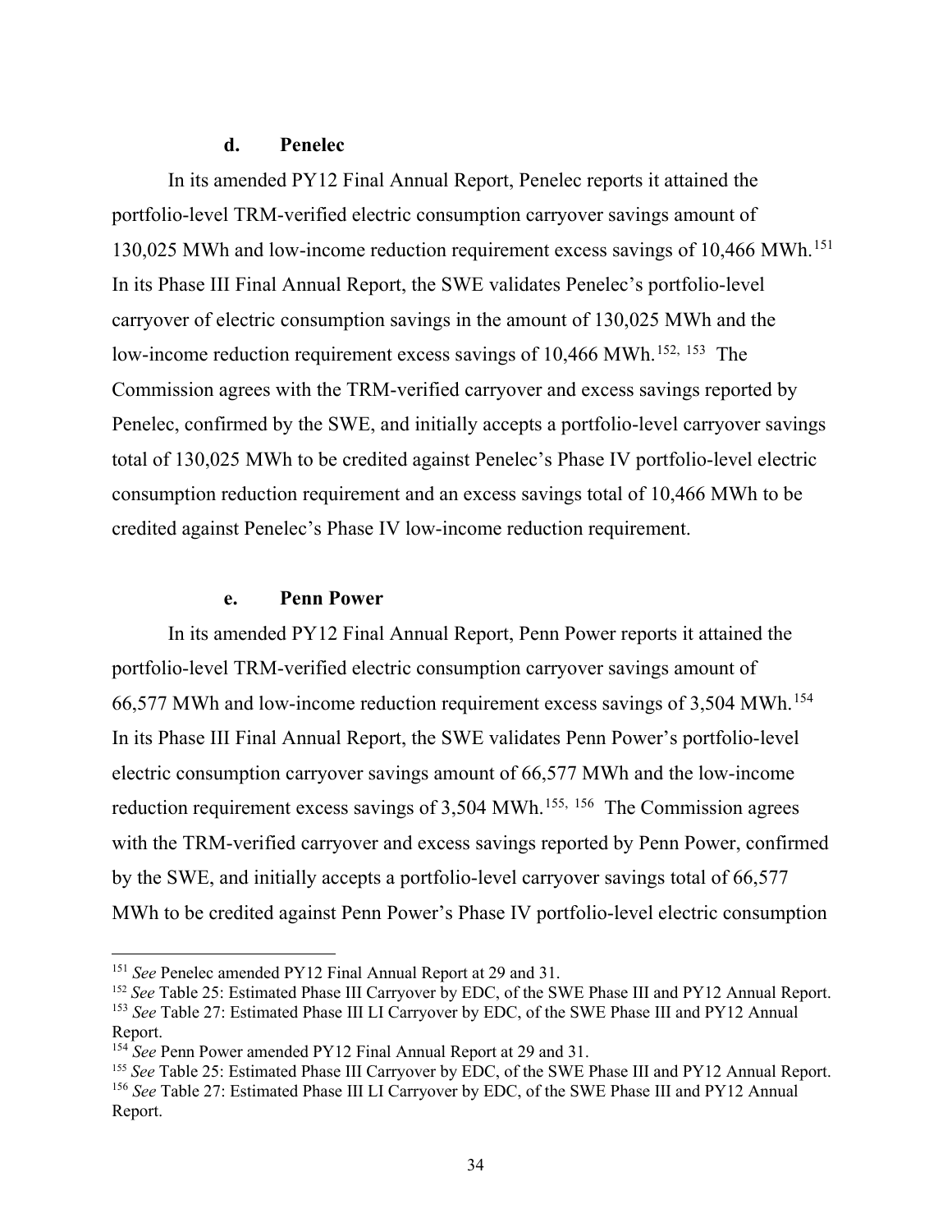#### d. Penelec

In its amended PY12 Final Annual Report, Penelec reports it attained the portfolio-level TRM-verified electric consumption carryover savings amount of 130,025 MWh and low-income reduction requirement excess savings of 10,466 MWh.[151] In its Phase III Final Annual Report, the SWE validates Penelec's portfolio-level carryover of electric consumption savings in the amount of 130,025 MWh and the low-income reduction requirement excess savings of 10,466 MWh.[152, 153] The Commission agrees with the TRM-verified carryover and excess savings reported by Penelec, confirmed by the SWE, and initially accepts a portfolio-level carryover savings total of 130,025 MWh to be credited against Penelec's Phase IV portfolio-level electric consumption reduction requirement and an excess savings total of 10,466 MWh to be credited against Penelec's Phase IV low-income reduction requirement.

#### e. Penn Power

In its amended PY12 Final Annual Report, Penn Power reports it attained the portfolio-level TRM-verified electric consumption carryover savings amount of 66,577 MWh and low-income reduction requirement excess savings of 3,504 MWh.[154] In its Phase III Final Annual Report, the SWE validates Penn Power's portfolio-level electric consumption carryover savings amount of 66,577 MWh and the low-income reduction requirement excess savings of 3,504 MWh.[155, 156] The Commission agrees with the TRM-verified carryover and excess savings reported by Penn Power, confirmed by the SWE, and initially accepts a portfolio-level carryover savings total of 66,577 MWh to be credited against Penn Power's Phase IV portfolio-level electric consumption

[151] *See* Penelec amended PY12 Final Annual Report at 29 and 31.

[152] *See* Table 25: Estimated Phase III Carryover by EDC, of the SWE Phase III and PY12 Annual Report.

[153] *See* Table 27: Estimated Phase III LI Carryover by EDC, of the SWE Phase III and PY12 Annual Report.

[154] *See* Penn Power amended PY12 Final Annual Report at 29 and 31.

[155] *See* Table 25: Estimated Phase III Carryover by EDC, of the SWE Phase III and PY12 Annual Report.

[156] *See* Table 27: Estimated Phase III LI Carryover by EDC, of the SWE Phase III and PY12 Annual Report.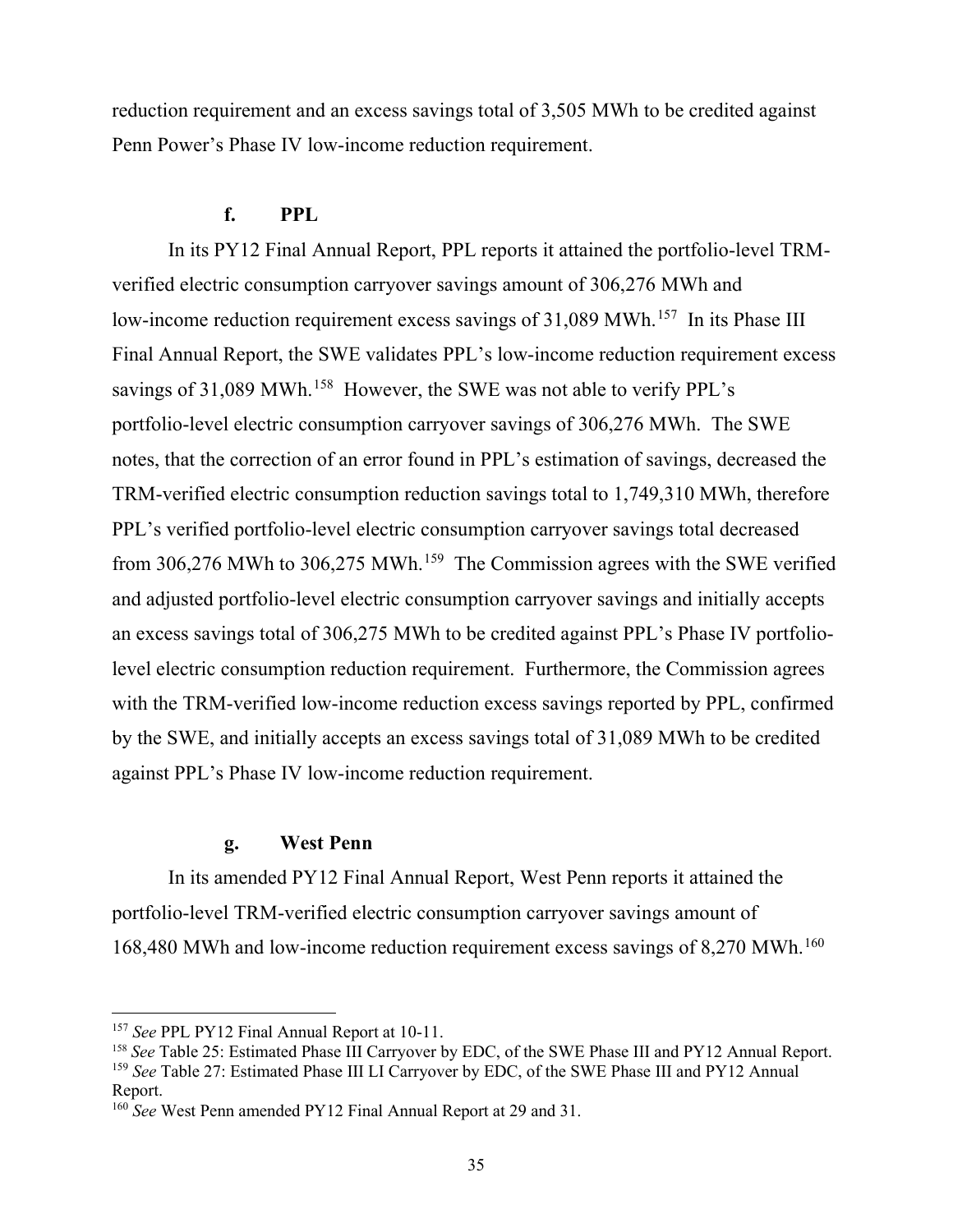reduction requirement and an excess savings total of 3,505 MWh to be credited against Penn Power's Phase IV low-income reduction requirement.

#### f. PPL

In its PY12 Final Annual Report, PPL reports it attained the portfolio-level TRM-verified electric consumption carryover savings amount of 306,276 MWh and low-income reduction requirement excess savings of 31,089 MWh.[157] In its Phase III Final Annual Report, the SWE validates PPL's low-income reduction requirement excess savings of 31,089 MWh.[158] However, the SWE was not able to verify PPL's portfolio-level electric consumption carryover savings of 306,276 MWh. The SWE notes, that the correction of an error found in PPL's estimation of savings, decreased the TRM-verified electric consumption reduction savings total to 1,749,310 MWh, therefore PPL's verified portfolio-level electric consumption carryover savings total decreased from 306,276 MWh to 306,275 MWh.[159] The Commission agrees with the SWE verified and adjusted portfolio-level electric consumption carryover savings and initially accepts an excess savings total of 306,275 MWh to be credited against PPL's Phase IV portfolio-level electric consumption reduction requirement. Furthermore, the Commission agrees with the TRM-verified low-income reduction excess savings reported by PPL, confirmed by the SWE, and initially accepts an excess savings total of 31,089 MWh to be credited against PPL's Phase IV low-income reduction requirement.

#### g. West Penn

In its amended PY12 Final Annual Report, West Penn reports it attained the portfolio-level TRM-verified electric consumption carryover savings amount of 168,480 MWh and low-income reduction requirement excess savings of 8,270 MWh.[160]

---

[157] *See* PPL PY12 Final Annual Report at 10-11.

[158] *See* Table 25: Estimated Phase III Carryover by EDC, of the SWE Phase III and PY12 Annual Report.

[159] *See* Table 27: Estimated Phase III LI Carryover by EDC, of the SWE Phase III and PY12 Annual Report.

[160] *See* West Penn amended PY12 Final Annual Report at 29 and 31.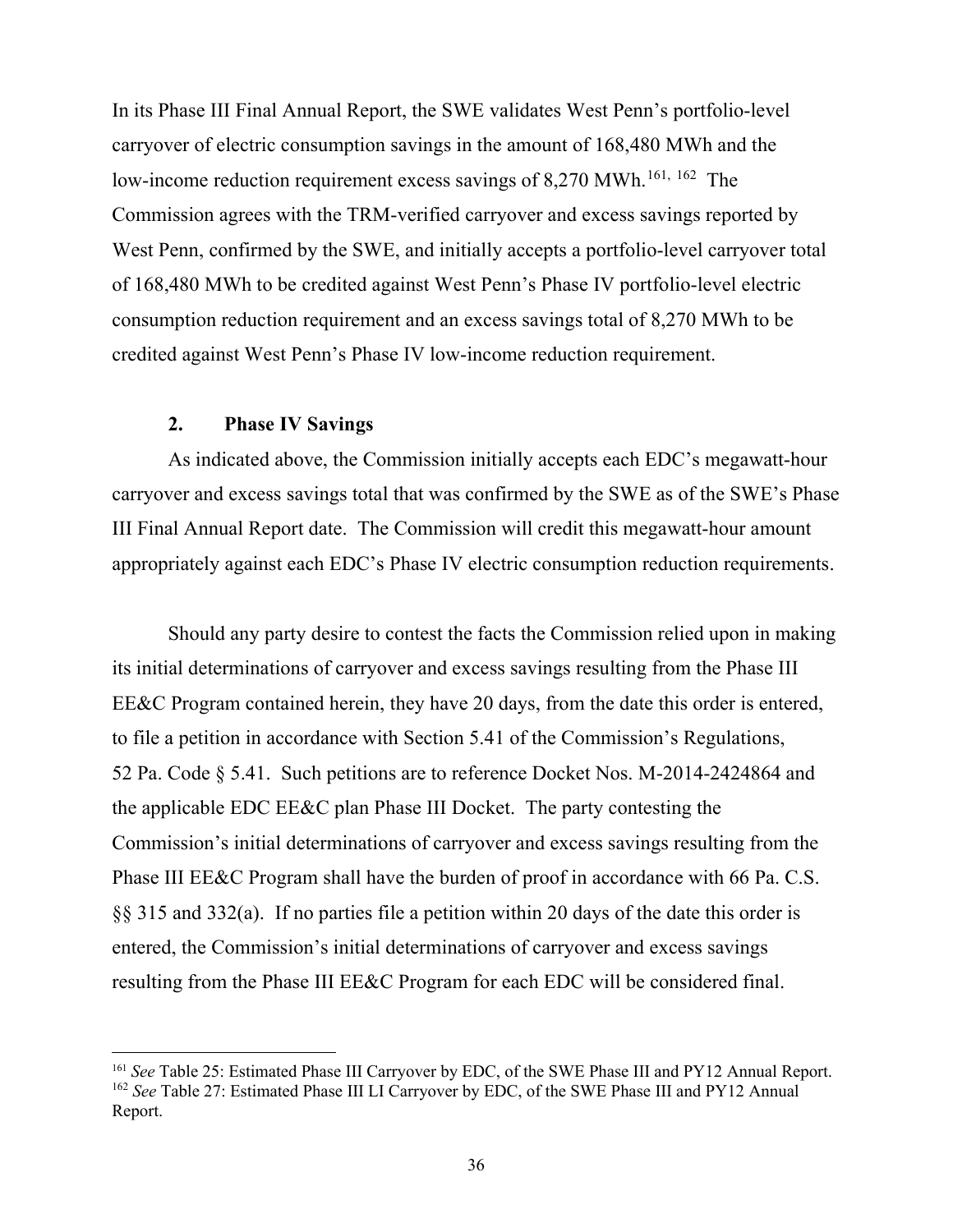In its Phase III Final Annual Report, the SWE validates West Penn's portfolio-level carryover of electric consumption savings in the amount of 168,480 MWh and the low-income reduction requirement excess savings of 8,270 MWh.[161, 162] The Commission agrees with the TRM-verified carryover and excess savings reported by West Penn, confirmed by the SWE, and initially accepts a portfolio-level carryover total of 168,480 MWh to be credited against West Penn's Phase IV portfolio-level electric consumption reduction requirement and an excess savings total of 8,270 MWh to be credited against West Penn's Phase IV low-income reduction requirement.

### 2. Phase IV Savings

As indicated above, the Commission initially accepts each EDC's megawatt-hour carryover and excess savings total that was confirmed by the SWE as of the SWE's Phase III Final Annual Report date. The Commission will credit this megawatt-hour amount appropriately against each EDC's Phase IV electric consumption reduction requirements.

Should any party desire to contest the facts the Commission relied upon in making its initial determinations of carryover and excess savings resulting from the Phase III EE&C Program contained herein, they have 20 days, from the date this order is entered, to file a petition in accordance with Section 5.41 of the Commission's Regulations, 52 Pa. Code § 5.41. Such petitions are to reference Docket Nos. M-2014-2424864 and the applicable EDC EE&C plan Phase III Docket. The party contesting the Commission's initial determinations of carryover and excess savings resulting from the Phase III EE&C Program shall have the burden of proof in accordance with 66 Pa. C.S. §§ 315 and 332(a). If no parties file a petition within 20 days of the date this order is entered, the Commission's initial determinations of carryover and excess savings resulting from the Phase III EE&C Program for each EDC will be considered final.

---

[161] *See* Table 25: Estimated Phase III Carryover by EDC, of the SWE Phase III and PY12 Annual Report.

[162] *See* Table 27: Estimated Phase III LI Carryover by EDC, of the SWE Phase III and PY12 Annual Report.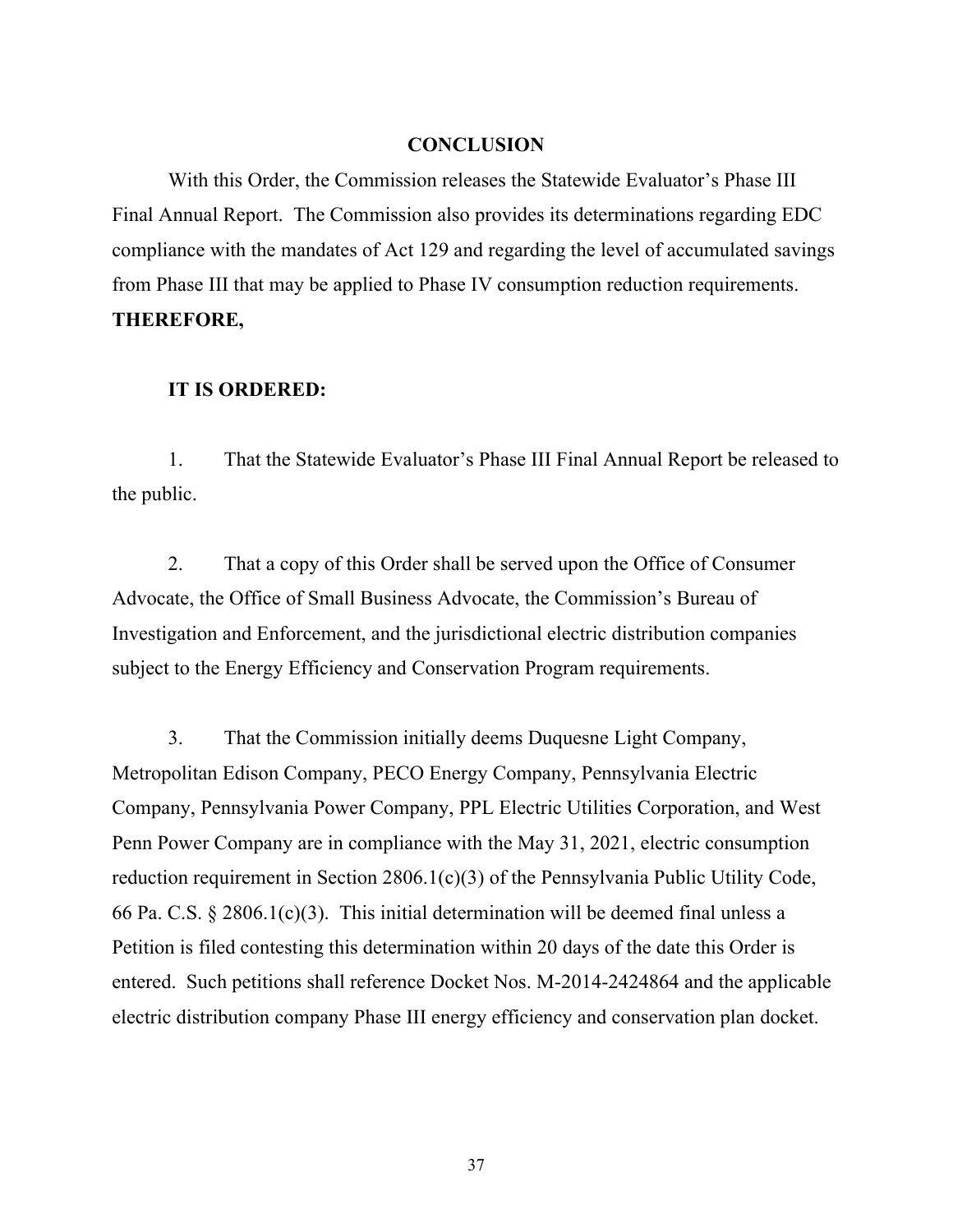## CONCLUSION

With this Order, the Commission releases the Statewide Evaluator's Phase III Final Annual Report. The Commission also provides its determinations regarding EDC compliance with the mandates of Act 129 and regarding the level of accumulated savings from Phase III that may be applied to Phase IV consumption reduction requirements. **THEREFORE,**

**IT IS ORDERED:**

1. That the Statewide Evaluator's Phase III Final Annual Report be released to the public.

2. That a copy of this Order shall be served upon the Office of Consumer Advocate, the Office of Small Business Advocate, the Commission's Bureau of Investigation and Enforcement, and the jurisdictional electric distribution companies subject to the Energy Efficiency and Conservation Program requirements.

3. That the Commission initially deems Duquesne Light Company, Metropolitan Edison Company, PECO Energy Company, Pennsylvania Electric Company, Pennsylvania Power Company, PPL Electric Utilities Corporation, and West Penn Power Company are in compliance with the May 31, 2021, electric consumption reduction requirement in Section 2806.1(c)(3) of the Pennsylvania Public Utility Code, 66 Pa. C.S. § 2806.1(c)(3). This initial determination will be deemed final unless a Petition is filed contesting this determination within 20 days of the date this Order is entered. Such petitions shall reference Docket Nos. M-2014-2424864 and the applicable electric distribution company Phase III energy efficiency and conservation plan docket.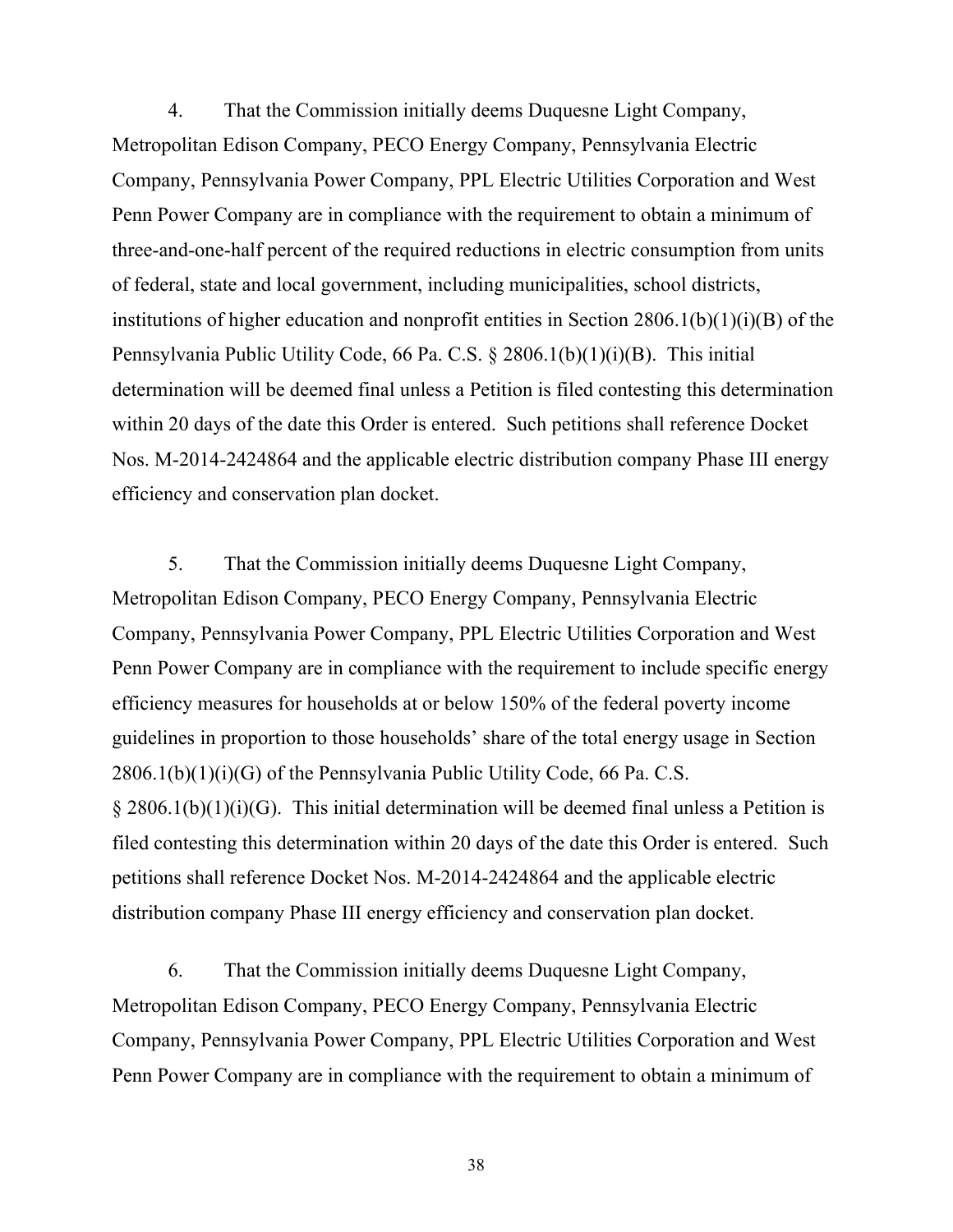4. That the Commission initially deems Duquesne Light Company, Metropolitan Edison Company, PECO Energy Company, Pennsylvania Electric Company, Pennsylvania Power Company, PPL Electric Utilities Corporation and West Penn Power Company are in compliance with the requirement to obtain a minimum of three-and-one-half percent of the required reductions in electric consumption from units of federal, state and local government, including municipalities, school districts, institutions of higher education and nonprofit entities in Section 2806.1(b)(1)(i)(B) of the Pennsylvania Public Utility Code, 66 Pa. C.S. § 2806.1(b)(1)(i)(B). This initial determination will be deemed final unless a Petition is filed contesting this determination within 20 days of the date this Order is entered. Such petitions shall reference Docket Nos. M-2014-2424864 and the applicable electric distribution company Phase III energy efficiency and conservation plan docket.

5. That the Commission initially deems Duquesne Light Company, Metropolitan Edison Company, PECO Energy Company, Pennsylvania Electric Company, Pennsylvania Power Company, PPL Electric Utilities Corporation and West Penn Power Company are in compliance with the requirement to include specific energy efficiency measures for households at or below 150% of the federal poverty income guidelines in proportion to those households' share of the total energy usage in Section 2806.1(b)(1)(i)(G) of the Pennsylvania Public Utility Code, 66 Pa. C.S. § 2806.1(b)(1)(i)(G). This initial determination will be deemed final unless a Petition is filed contesting this determination within 20 days of the date this Order is entered. Such petitions shall reference Docket Nos. M-2014-2424864 and the applicable electric distribution company Phase III energy efficiency and conservation plan docket.

6. That the Commission initially deems Duquesne Light Company, Metropolitan Edison Company, PECO Energy Company, Pennsylvania Electric Company, Pennsylvania Power Company, PPL Electric Utilities Corporation and West Penn Power Company are in compliance with the requirement to obtain a minimum of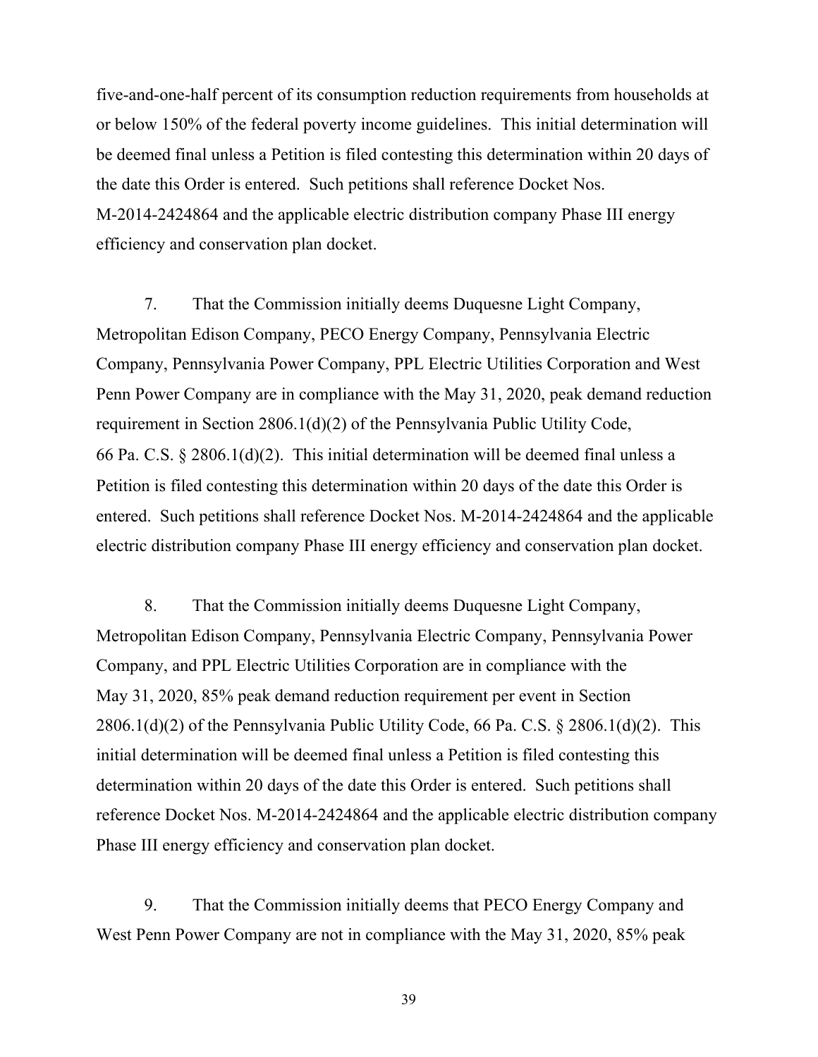five-and-one-half percent of its consumption reduction requirements from households at or below 150% of the federal poverty income guidelines. This initial determination will be deemed final unless a Petition is filed contesting this determination within 20 days of the date this Order is entered. Such petitions shall reference Docket Nos. M-2014-2424864 and the applicable electric distribution company Phase III energy efficiency and conservation plan docket.

7. That the Commission initially deems Duquesne Light Company, Metropolitan Edison Company, PECO Energy Company, Pennsylvania Electric Company, Pennsylvania Power Company, PPL Electric Utilities Corporation and West Penn Power Company are in compliance with the May 31, 2020, peak demand reduction requirement in Section 2806.1(d)(2) of the Pennsylvania Public Utility Code, 66 Pa. C.S. § 2806.1(d)(2). This initial determination will be deemed final unless a Petition is filed contesting this determination within 20 days of the date this Order is entered. Such petitions shall reference Docket Nos. M-2014-2424864 and the applicable electric distribution company Phase III energy efficiency and conservation plan docket.

8. That the Commission initially deems Duquesne Light Company, Metropolitan Edison Company, Pennsylvania Electric Company, Pennsylvania Power Company, and PPL Electric Utilities Corporation are in compliance with the May 31, 2020, 85% peak demand reduction requirement per event in Section 2806.1(d)(2) of the Pennsylvania Public Utility Code, 66 Pa. C.S. § 2806.1(d)(2). This initial determination will be deemed final unless a Petition is filed contesting this determination within 20 days of the date this Order is entered. Such petitions shall reference Docket Nos. M-2014-2424864 and the applicable electric distribution company Phase III energy efficiency and conservation plan docket.

9. That the Commission initially deems that PECO Energy Company and West Penn Power Company are not in compliance with the May 31, 2020, 85% peak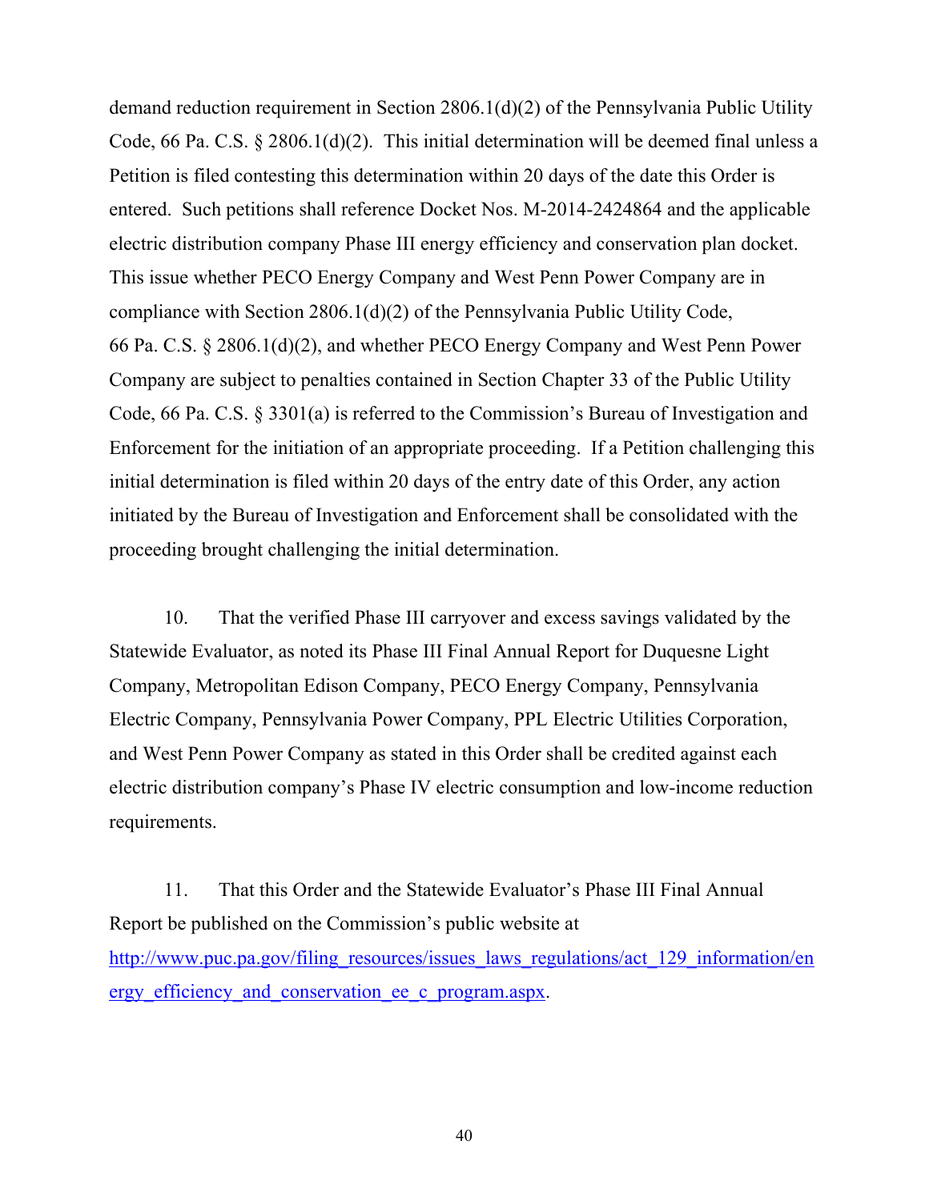demand reduction requirement in Section 2806.1(d)(2) of the Pennsylvania Public Utility Code, 66 Pa. C.S. § 2806.1(d)(2). This initial determination will be deemed final unless a Petition is filed contesting this determination within 20 days of the date this Order is entered. Such petitions shall reference Docket Nos. M-2014-2424864 and the applicable electric distribution company Phase III energy efficiency and conservation plan docket. This issue whether PECO Energy Company and West Penn Power Company are in compliance with Section 2806.1(d)(2) of the Pennsylvania Public Utility Code, 66 Pa. C.S. § 2806.1(d)(2), and whether PECO Energy Company and West Penn Power Company are subject to penalties contained in Section Chapter 33 of the Public Utility Code, 66 Pa. C.S. § 3301(a) is referred to the Commission's Bureau of Investigation and Enforcement for the initiation of an appropriate proceeding. If a Petition challenging this initial determination is filed within 20 days of the entry date of this Order, any action initiated by the Bureau of Investigation and Enforcement shall be consolidated with the proceeding brought challenging the initial determination.

10. That the verified Phase III carryover and excess savings validated by the Statewide Evaluator, as noted its Phase III Final Annual Report for Duquesne Light Company, Metropolitan Edison Company, PECO Energy Company, Pennsylvania Electric Company, Pennsylvania Power Company, PPL Electric Utilities Corporation, and West Penn Power Company as stated in this Order shall be credited against each electric distribution company's Phase IV electric consumption and low-income reduction requirements.

11. That this Order and the Statewide Evaluator's Phase III Final Annual Report be published on the Commission's public website at [http://www.puc.pa.gov/filing_resources/issues_laws_regulations/act_129_information/energy_efficiency_and_conservation_ee_c_program.aspx](http://www.puc.pa.gov/filing_resources/issues_laws_regulations/act_129_information/energy_efficiency_and_conservation_ee_c_program.aspx).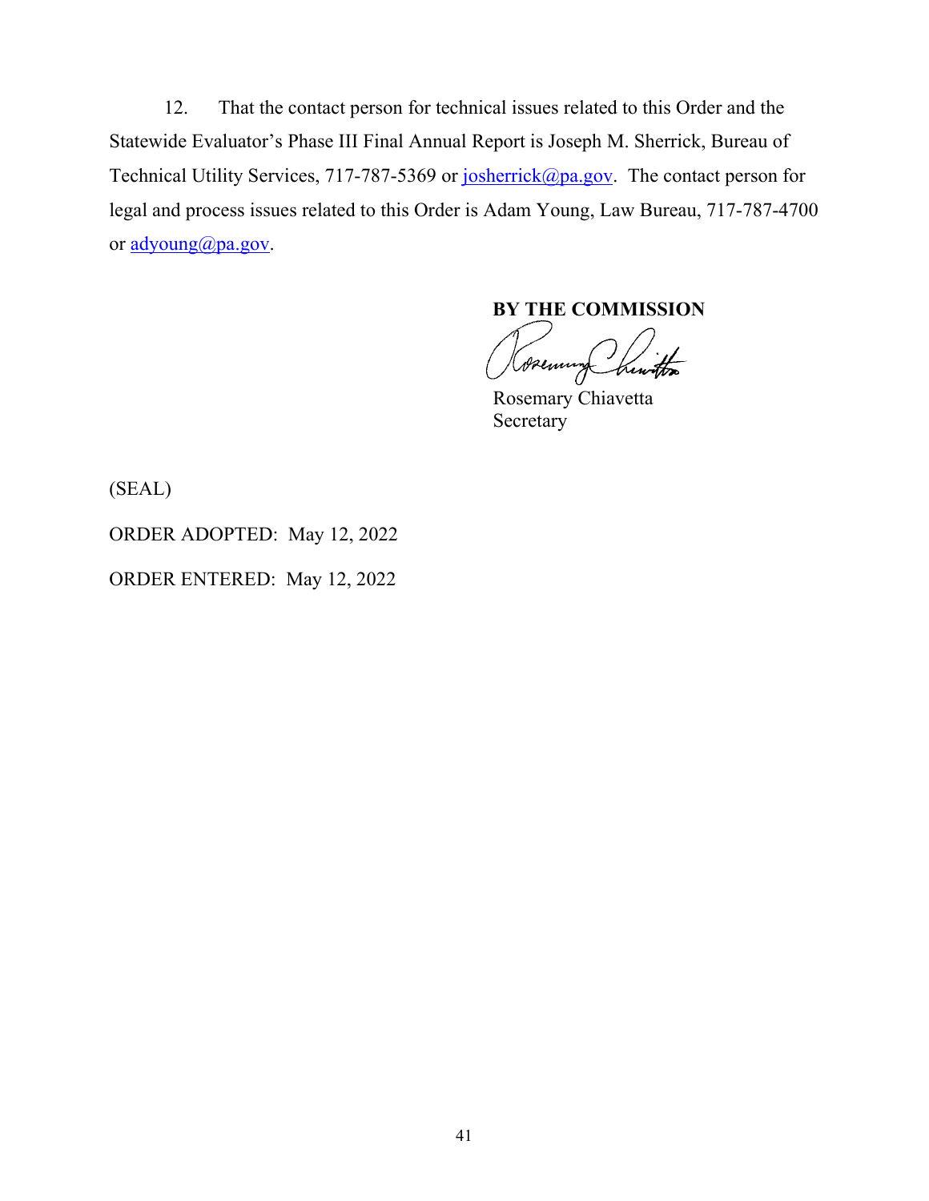12. That the contact person for technical issues related to this Order and the Statewide Evaluator's Phase III Final Annual Report is Joseph M. Sherrick, Bureau of Technical Utility Services, 717-787-5369 or josherrick@pa.gov. The contact person for legal and process issues related to this Order is Adam Young, Law Bureau, 717-787-4700 or adyoung@pa.gov.

**BY THE COMMISSION**

Rosemary Chiavetta
Secretary

(SEAL)

ORDER ADOPTED: May 12, 2022

ORDER ENTERED: May 12, 2022